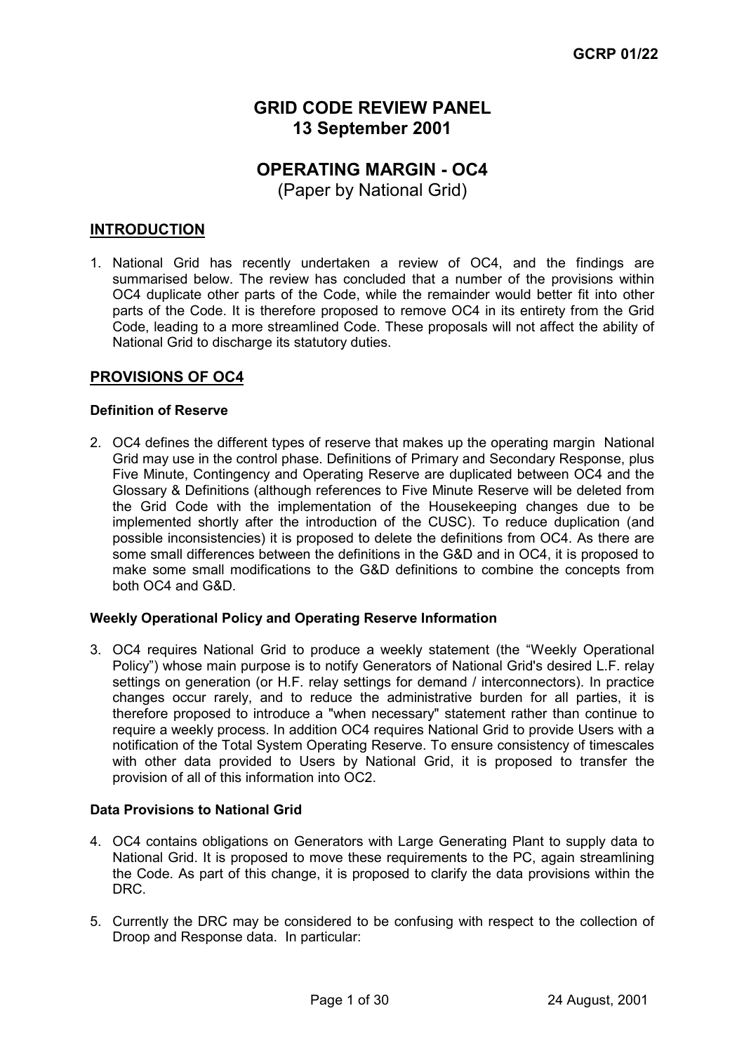GCRP 01/22

# GRID CODE REVIEW PANEL
# 13 September 2001

## OPERATING MARGIN - OC4
(Paper by National Grid)

## INTRODUCTION

1. National Grid has recently undertaken a review of OC4, and the findings are summarised below. The review has concluded that a number of the provisions within OC4 duplicate other parts of the Code, while the remainder would better fit into other parts of the Code. It is therefore proposed to remove OC4 in its entirety from the Grid Code, leading to a more streamlined Code. These proposals will not affect the ability of National Grid to discharge its statutory duties.

## PROVISIONS OF OC4

### Definition of Reserve

2. OC4 defines the different types of reserve that makes up the operating margin National Grid may use in the control phase. Definitions of Primary and Secondary Response, plus Five Minute, Contingency and Operating Reserve are duplicated between OC4 and the Glossary & Definitions (although references to Five Minute Reserve will be deleted from the Grid Code with the implementation of the Housekeeping changes due to be implemented shortly after the introduction of the CUSC). To reduce duplication (and possible inconsistencies) it is proposed to delete the definitions from OC4. As there are some small differences between the definitions in the G&D and in OC4, it is proposed to make some small modifications to the G&D definitions to combine the concepts from both OC4 and G&D.

### Weekly Operational Policy and Operating Reserve Information

3. OC4 requires National Grid to produce a weekly statement (the "Weekly Operational Policy") whose main purpose is to notify Generators of National Grid's desired L.F. relay settings on generation (or H.F. relay settings for demand / interconnectors). In practice changes occur rarely, and to reduce the administrative burden for all parties, it is therefore proposed to introduce a "when necessary" statement rather than continue to require a weekly process. In addition OC4 requires National Grid to provide Users with a notification of the Total System Operating Reserve. To ensure consistency of timescales with other data provided to Users by National Grid, it is proposed to transfer the provision of all of this information into OC2.

### Data Provisions to National Grid

4. OC4 contains obligations on Generators with Large Generating Plant to supply data to National Grid. It is proposed to move these requirements to the PC, again streamlining the Code. As part of this change, it is proposed to clarify the data provisions within the DRC.

5. Currently the DRC may be considered to be confusing with respect to the collection of Droop and Response data. In particular: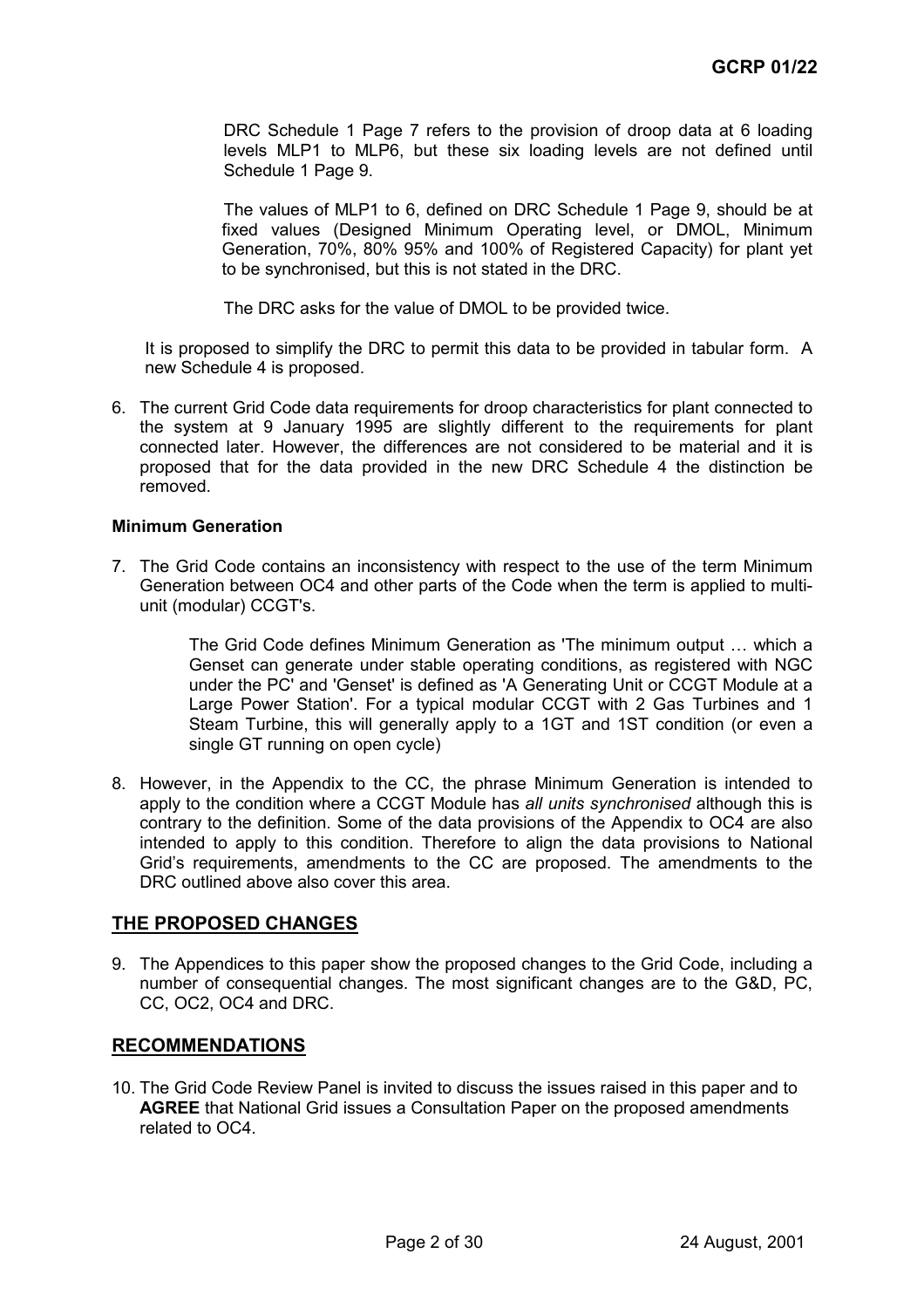DRC Schedule 1 Page 7 refers to the provision of droop data at 6 loading levels MLP1 to MLP6, but these six loading levels are not defined until Schedule 1 Page 9.

The values of MLP1 to 6, defined on DRC Schedule 1 Page 9, should be at fixed values (Designed Minimum Operating level, or DMOL, Minimum Generation, 70%, 80% 95% and 100% of Registered Capacity) for plant yet to be synchronised, but this is not stated in the DRC.

The DRC asks for the value of DMOL to be provided twice.

It is proposed to simplify the DRC to permit this data to be provided in tabular form. A new Schedule 4 is proposed.

6. The current Grid Code data requirements for droop characteristics for plant connected to the system at 9 January 1995 are slightly different to the requirements for plant connected later. However, the differences are not considered to be material and it is proposed that for the data provided in the new DRC Schedule 4 the distinction be removed.

**Minimum Generation**

7. The Grid Code contains an inconsistency with respect to the use of the term Minimum Generation between OC4 and other parts of the Code when the term is applied to multi-unit (modular) CCGT's.

   The Grid Code defines Minimum Generation as 'The minimum output … which a Genset can generate under stable operating conditions, as registered with NGC under the PC' and 'Genset' is defined as 'A Generating Unit or CCGT Module at a Large Power Station'. For a typical modular CCGT with 2 Gas Turbines and 1 Steam Turbine, this will generally apply to a 1GT and 1ST condition (or even a single GT running on open cycle)

8. However, in the Appendix to the CC, the phrase Minimum Generation is intended to apply to the condition where a CCGT Module has *all units synchronised* although this is contrary to the definition. Some of the data provisions of the Appendix to OC4 are also intended to apply to this condition. Therefore to align the data provisions to National Grid's requirements, amendments to the CC are proposed. The amendments to the DRC outlined above also cover this area.

## THE PROPOSED CHANGES

9. The Appendices to this paper show the proposed changes to the Grid Code, including a number of consequential changes. The most significant changes are to the G&D, PC, CC, OC2, OC4 and DRC.

## RECOMMENDATIONS

10. The Grid Code Review Panel is invited to discuss the issues raised in this paper and to **AGREE** that National Grid issues a Consultation Paper on the proposed amendments related to OC4.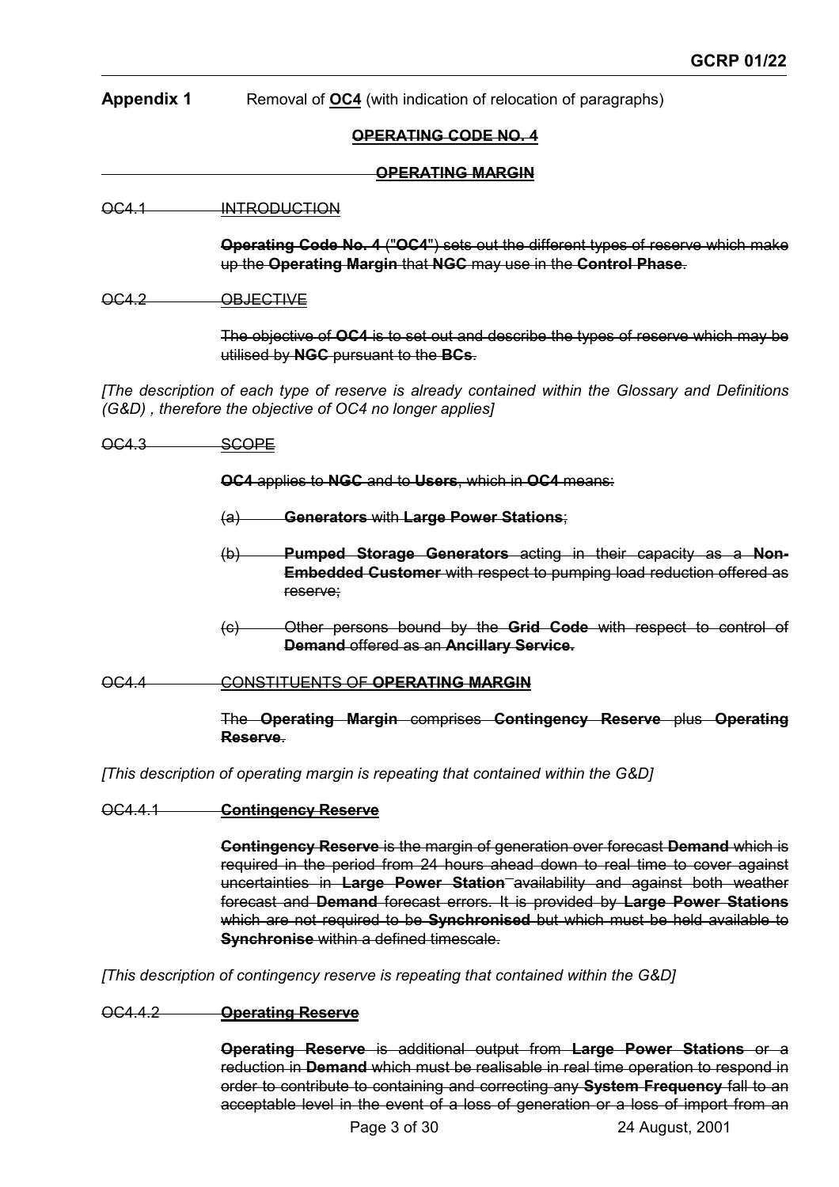**Appendix 1** Removal of **OC4** (with indication of relocation of paragraphs)

## ~~OPERATING CODE NO. 4~~

## ~~OPERATING MARGIN~~

~~OC4.1 INTRODUCTION~~

~~**Operating Code No. 4** ("**OC4**") sets out the different types of reserve which make up the **Operating Margin** that **NGC** may use in the **Control Phase**.~~

~~OC4.2 OBJECTIVE~~

~~The objective of **OC4** is to set out and describe the types of reserve which may be utilised by **NGC** pursuant to the **BCs**.~~

*[The description of each type of reserve is already contained within the Glossary and Definitions (G&D) , therefore the objective of OC4 no longer applies]*

~~OC4.3 SCOPE~~

~~**OC4** applies to **NGC** and to **Users**, which in **OC4** means:~~

~~(a) **Generators** with **Large Power Stations**;~~

~~(b) **Pumped Storage Generators** acting in their capacity as a **Non-Embedded Customer** with respect to pumping load reduction offered as reserve;~~

~~(c) Other persons bound by the **Grid Code** with respect to control of **Demand** offered as an **Ancillary Service.**~~

~~OC4.4 CONSTITUENTS OF **OPERATING MARGIN**~~

~~The **Operating Margin** comprises **Contingency Reserve** plus **Operating Reserve**.~~

*[This description of operating margin is repeating that contained within the G&D]*

~~OC4.4.1 **Contingency Reserve**~~

~~**Contingency Reserve** is the margin of generation over forecast **Demand** which is required in the period from 24 hours ahead down to real time to cover against uncertainties in **Large Power Station** availability and against both weather forecast and **Demand** forecast errors. It is provided by **Large Power Stations** which are not required to be **Synchronised** but which must be held available to **Synchronise** within a defined timescale.~~

*[This description of contingency reserve is repeating that contained within the G&D]*

~~OC4.4.2 **Operating Reserve**~~

~~**Operating Reserve** is additional output from **Large Power Stations** or a reduction in **Demand** which must be realisable in real time operation to respond in order to contribute to containing and correcting any **System Frequency** fall to an acceptable level in the event of a loss of generation or a loss of import from an~~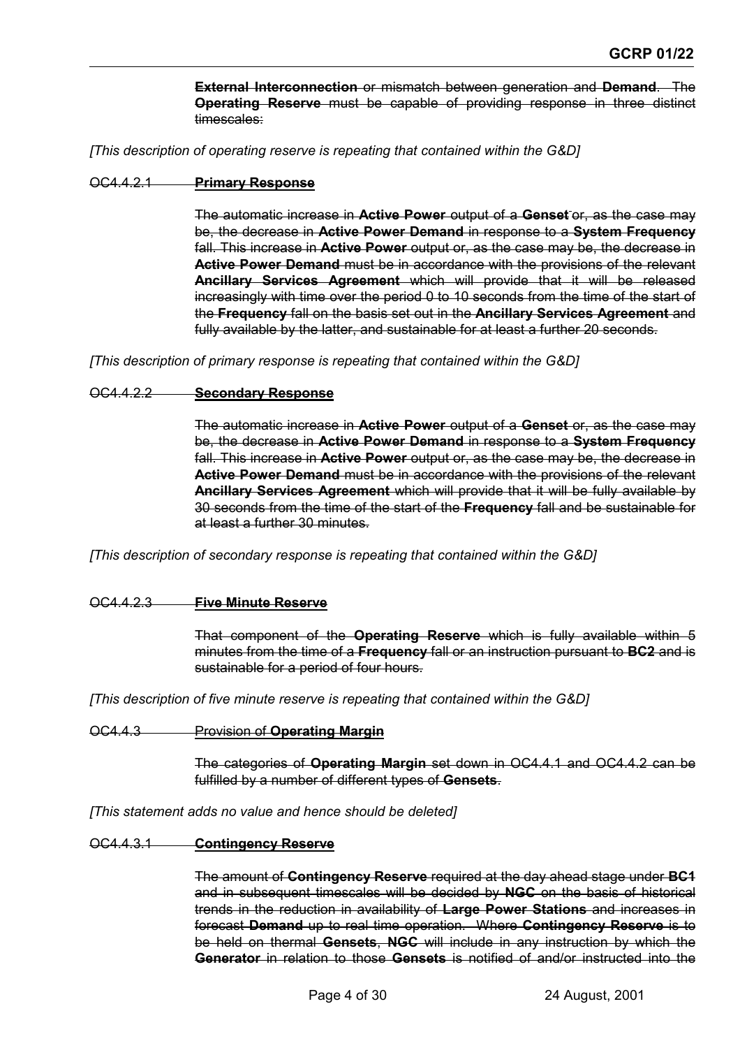~~**External Interconnection** or mismatch between generation and **Demand**. The **Operating Reserve** must be capable of providing response in three distinct timescales:~~

*[This description of operating reserve is repeating that contained within the G&D]*

~~OC4.4.2.1 **Primary Response**~~

~~The automatic increase in **Active Power** output of a **Genset** or, as the case may be, the decrease in **Active Power Demand** in response to a **System Frequency** fall. This increase in **Active Power** output or, as the case may be, the decrease in **Active Power Demand** must be in accordance with the provisions of the relevant **Ancillary Services Agreement** which will provide that it will be released increasingly with time over the period 0 to 10 seconds from the time of the start of the **Frequency** fall on the basis set out in the **Ancillary Services Agreement** and fully available by the latter, and sustainable for at least a further 20 seconds.~~

*[This description of primary response is repeating that contained within the G&D]*

~~OC4.4.2.2 **Secondary Response**~~

~~The automatic increase in **Active Power** output of a **Genset** or, as the case may be, the decrease in **Active Power Demand** in response to a **System Frequency** fall. This increase in **Active Power** output or, as the case may be, the decrease in **Active Power Demand** must be in accordance with the provisions of the relevant **Ancillary Services Agreement** which will provide that it will be fully available by 30 seconds from the time of the start of the **Frequency** fall and be sustainable for at least a further 30 minutes.~~

*[This description of secondary response is repeating that contained within the G&D]*

~~OC4.4.2.3 **Five Minute Reserve**~~

~~That component of the **Operating Reserve** which is fully available within 5 minutes from the time of a **Frequency** fall or an instruction pursuant to **BC2** and is sustainable for a period of four hours.~~

*[This description of five minute reserve is repeating that contained within the G&D]*

~~OC4.4.3 Provision of **Operating Margin**~~

~~The categories of **Operating Margin** set down in OC4.4.1 and OC4.4.2 can be fulfilled by a number of different types of **Gensets**.~~

*[This statement adds no value and hence should be deleted]*

~~OC4.4.3.1 **Contingency Reserve**~~

~~The amount of **Contingency Reserve** required at the day ahead stage under **BC1** and in subsequent timescales will be decided by **NGC** on the basis of historical trends in the reduction in availability of **Large Power Stations** and increases in forecast **Demand** up to real time operation. Where **Contingency Reserve** is to be held on thermal **Gensets**, **NGC** will include in any instruction by which the **Generator** in relation to those **Gensets** is notified of and/or instructed into the~~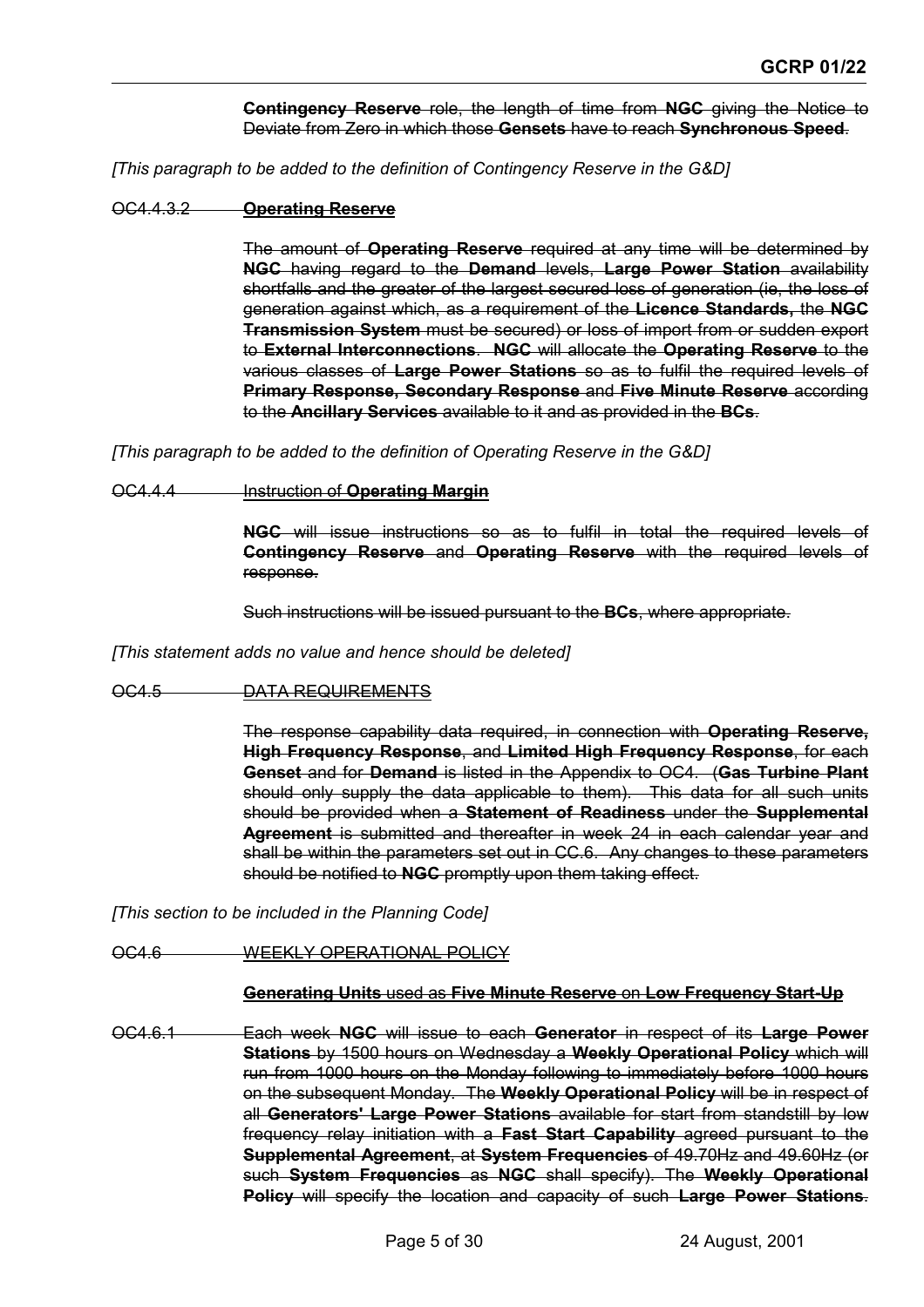~~**Contingency Reserve** role, the length of time from **NGC** giving the Notice to Deviate from Zero in which those **Gensets** have to reach **Synchronous Speed**.~~

*[This paragraph to be added to the definition of Contingency Reserve in the G&D]*

~~OC4.4.3.2 **Operating Reserve**~~

~~The amount of **Operating Reserve** required at any time will be determined by **NGC** having regard to the **Demand** levels, **Large Power Station** availability shortfalls and the greater of the largest secured loss of generation (ie, the loss of generation against which, as a requirement of the **Licence Standards,** the **NGC Transmission System** must be secured) or loss of import from or sudden export to **External Interconnections**. **NGC** will allocate the **Operating Reserve** to the various classes of **Large Power Stations** so as to fulfil the required levels of **Primary Response, Secondary Response** and **Five Minute Reserve** according to the **Ancillary Services** available to it and as provided in the **BCs**.~~

*[This paragraph to be added to the definition of Operating Reserve in the G&D]*

~~OC4.4.4 Instruction of **Operating Margin**~~

~~**NGC** will issue instructions so as to fulfil in total the required levels of **Contingency Reserve** and **Operating Reserve** with the required levels of response.~~

~~Such instructions will be issued pursuant to the **BCs**, where appropriate.~~

*[This statement adds no value and hence should be deleted]*

~~OC4.5 DATA REQUIREMENTS~~

~~The response capability data required, in connection with **Operating Reserve, High Frequency Response**, and **Limited High Frequency Response**, for each **Genset** and for **Demand** is listed in the Appendix to OC4. (**Gas Turbine Plant** should only supply the data applicable to them). This data for all such units should be provided when a **Statement of Readiness** under the **Supplemental Agreement** is submitted and thereafter in week 24 in each calendar year and shall be within the parameters set out in CC.6. Any changes to these parameters should be notified to **NGC** promptly upon them taking effect.~~

*[This section to be included in the Planning Code]*

~~OC4.6 WEEKLY OPERATIONAL POLICY~~

~~**Generating Units** used as **Five Minute Reserve** on **Low Frequency Start-Up**~~

~~OC4.6.1 Each week **NGC** will issue to each **Generator** in respect of its **Large Power Stations** by 1500 hours on Wednesday a **Weekly Operational Policy** which will run from 1000 hours on the Monday following to immediately before 1000 hours on the subsequent Monday. The **Weekly Operational Policy** will be in respect of all **Generators' Large Power Stations** available for start from standstill by low frequency relay initiation with a **Fast Start Capability** agreed pursuant to the **Supplemental Agreement**, at **System Frequencies** of 49.70Hz and 49.60Hz (or such **System Frequencies** as **NGC** shall specify). The **Weekly Operational Policy** will specify the location and capacity of such **Large Power Stations**.~~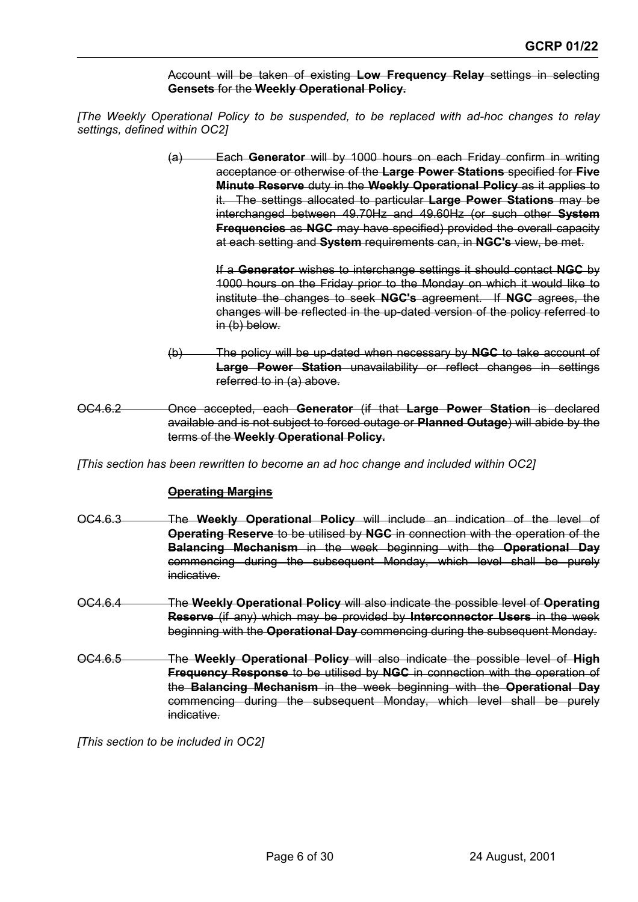~~Account will be taken of existing **Low Frequency Relay** settings in selecting **Gensets** for the **Weekly Operational Policy.**~~

*[The Weekly Operational Policy to be suspended, to be replaced with ad-hoc changes to relay settings, defined within OC2]*

~~(a) Each **Generator** will by 1000 hours on each Friday confirm in writing acceptance or otherwise of the **Large Power Stations** specified for **Five Minute Reserve** duty in the **Weekly Operational Policy** as it applies to it. The settings allocated to particular **Large Power Stations** may be interchanged between 49.70Hz and 49.60Hz (or such other **System Frequencies** as **NGC** may have specified) provided the overall capacity at each setting and **System** requirements can, in **NGC's** view, be met.~~

~~If a **Generator** wishes to interchange settings it should contact **NGC** by 1000 hours on the Friday prior to the Monday on which it would like to institute the changes to seek **NGC's** agreement. If **NGC** agrees, the changes will be reflected in the up-dated version of the policy referred to in (b) below.~~

~~(b) The policy will be up-dated when necessary by **NGC** to take account of **Large Power Station** unavailability or reflect changes in settings referred to in (a) above.~~

~~OC4.6.2 Once accepted, each **Generator** (if that **Large Power Station** is declared available and is not subject to forced outage or **Planned Outage**) will abide by the terms of the **Weekly Operational Policy.**~~

*[This section has been rewritten to become an ad hoc change and included within OC2]*

~~**Operating Margins**~~

~~OC4.6.3 The **Weekly Operational Policy** will include an indication of the level of **Operating Reserve** to be utilised by **NGC** in connection with the operation of the **Balancing Mechanism** in the week beginning with the **Operational Day** commencing during the subsequent Monday, which level shall be purely indicative.~~

~~OC4.6.4 The **Weekly Operational Policy** will also indicate the possible level of **Operating Reserve** (if any) which may be provided by **Interconnector Users** in the week beginning with the **Operational Day** commencing during the subsequent Monday.~~

~~OC4.6.5 The **Weekly Operational Policy** will also indicate the possible level of **High Frequency Response** to be utilised by **NGC** in connection with the operation of the **Balancing Mechanism** in the week beginning with the **Operational Day** commencing during the subsequent Monday, which level shall be purely indicative.~~

*[This section to be included in OC2]*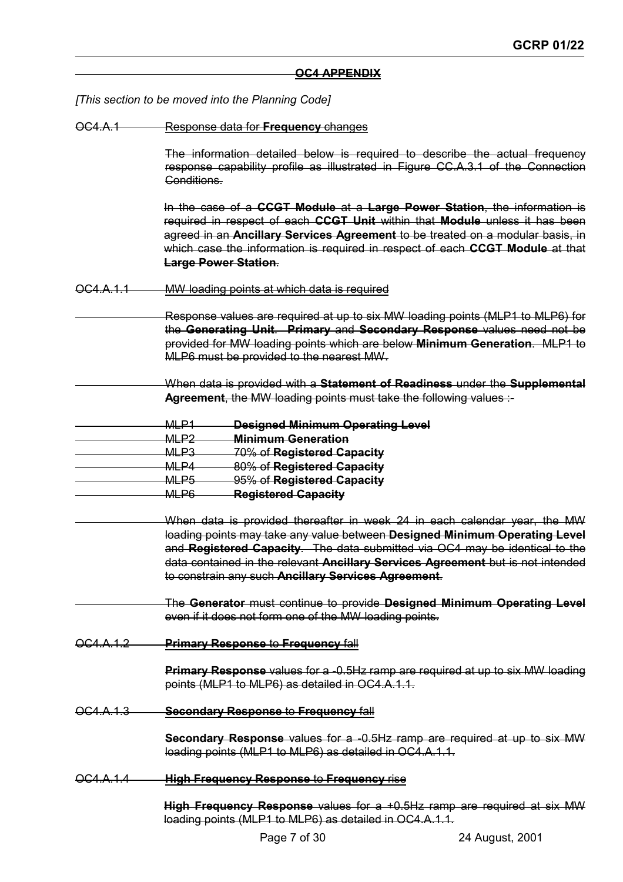## ~~OC4 APPENDIX~~

*[This section to be moved into the Planning Code]*

~~OC4.A.1 Response data for **Frequency** changes~~

~~The information detailed below is required to describe the actual frequency response capability profile as illustrated in Figure CC.A.3.1 of the Connection Conditions.~~

~~In the case of a **CCGT Module** at a **Large Power Station**, the information is required in respect of each **CCGT Unit** within that **Module** unless it has been agreed in an **Ancillary Services Agreement** to be treated on a modular basis, in which case the information is required in respect of each **CCGT Module** at that **Large Power Station**.~~

~~OC4.A.1.1 MW loading points at which data is required~~

~~Response values are required at up to six MW loading points (MLP1 to MLP6) for the **Generating Unit**. **Primary** and **Secondary Response** values need not be provided for MW loading points which are below **Minimum Generation**. MLP1 to MLP6 must be provided to the nearest MW.~~

~~When data is provided with a **Statement of Readiness** under the **Supplemental Agreement**, the MW loading points must take the following values :-~~

~~MLP1 **Designed Minimum Operating Level**~~
~~MLP2 **Minimum Generation**~~
~~MLP3 70% of **Registered Capacity**~~
~~MLP4 80% of **Registered Capacity**~~
~~MLP5 95% of **Registered Capacity**~~
~~MLP6 **Registered Capacity**~~

~~When data is provided thereafter in week 24 in each calendar year, the MW loading points may take any value between **Designed Minimum Operating Level** and **Registered Capacity**. The data submitted via OC4 may be identical to the data contained in the relevant **Ancillary Services Agreement** but is not intended to constrain any such **Ancillary Services Agreement**.~~

~~The **Generator** must continue to provide **Designed Minimum Operating Level** even if it does not form one of the MW loading points.~~

~~OC4.A.1.2 **Primary Response** to **Frequency** fall~~

~~**Primary Response** values for a -0.5Hz ramp are required at up to six MW loading points (MLP1 to MLP6) as detailed in OC4.A.1.1.~~

~~OC4.A.1.3 **Secondary Response** to **Frequency** fall~~

~~**Secondary Response** values for a -0.5Hz ramp are required at up to six MW loading points (MLP1 to MLP6) as detailed in OC4.A.1.1.~~

~~OC4.A.1.4 **High Frequency Response** to **Frequency** rise~~

~~**High Frequency Response** values for a +0.5Hz ramp are required at six MW loading points (MLP1 to MLP6) as detailed in OC4.A.1.1.~~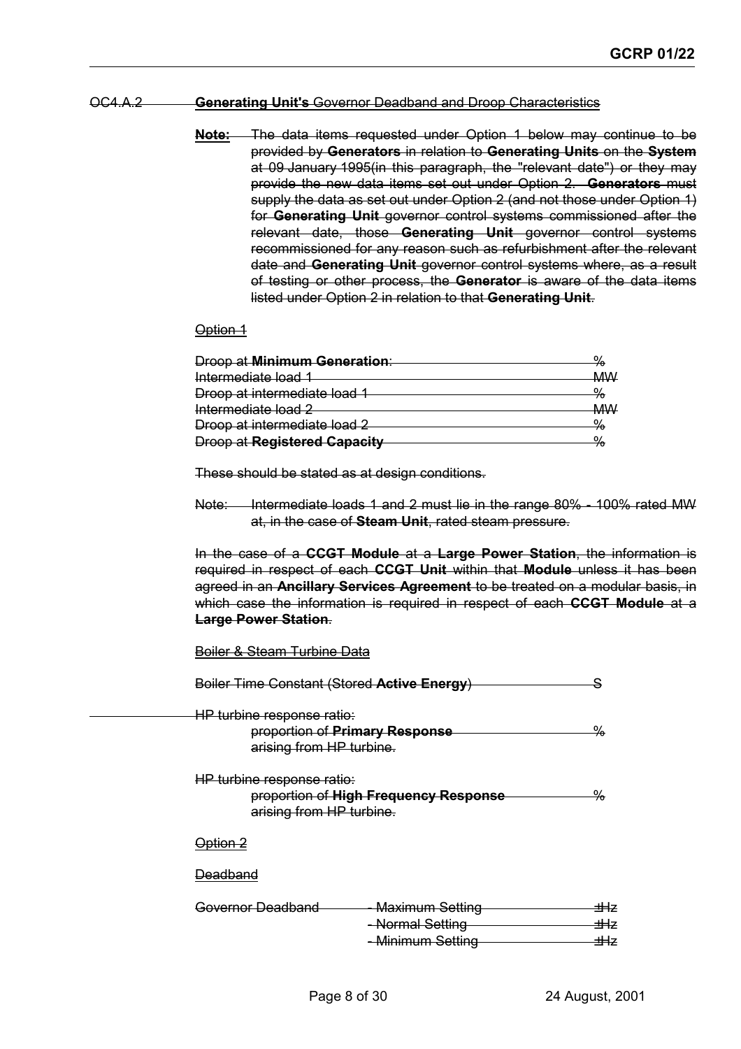~~OC4.A.2 **Generating Unit's** Governor Deadband and Droop Characteristics~~

~~**Note:** The data items requested under Option 1 below may continue to be provided by **Generators** in relation to **Generating Units** on the **System** at 09 January 1995(in this paragraph, the "relevant date") or they may provide the new data items set out under Option 2. **Generators** must supply the data as set out under Option 2 (and not those under Option 1) for **Generating Unit** governor control systems commissioned after the relevant date, those **Generating Unit** governor control systems recommissioned for any reason such as refurbishment after the relevant date and **Generating Unit** governor control systems where, as a result of testing or other process, the **Generator** is aware of the data items listed under Option 2 in relation to that **Generating Unit**.~~

~~Option 1~~

| | |
|---|---|
| ~~Droop at **Minimum Generation**:~~ | ~~%~~ |
| ~~Intermediate load 1~~ | ~~MW~~ |
| ~~Droop at intermediate load 1~~ | ~~%~~ |
| ~~Intermediate load 2~~ | ~~MW~~ |
| ~~Droop at intermediate load 2~~ | ~~%~~ |
| ~~Droop at **Registered Capacity**~~ | ~~%~~ |

~~These should be stated as at design conditions.~~

~~Note: Intermediate loads 1 and 2 must lie in the range 80% - 100% rated MW at, in the case of **Steam Unit**, rated steam pressure.~~

~~In the case of a **CCGT Module** at a **Large Power Station**, the information is required in respect of each **CCGT Unit** within that **Module** unless it has been agreed in an **Ancillary Services Agreement** to be treated on a modular basis, in which case the information is required in respect of each **CCGT Module** at a **Large Power Station**.~~

~~Boiler & Steam Turbine Data~~

| | |
|---|---|
| ~~Boiler Time Constant (Stored **Active Energy**)~~ | ~~S~~ |
| ~~HP turbine response ratio: proportion of **Primary Response** arising from HP turbine.~~ | ~~%~~ |
| ~~HP turbine response ratio: proportion of **High Frequency Response** arising from HP turbine.~~ | ~~%~~ |

~~Option 2~~

~~Deadband~~

| | | |
|---|---|---|
| ~~Governor Deadband~~ | ~~- Maximum Setting~~ | ~~±Hz~~ |
| | ~~- Normal Setting~~ | ~~±Hz~~ |
| | ~~- Minimum Setting~~ | ~~±Hz~~ |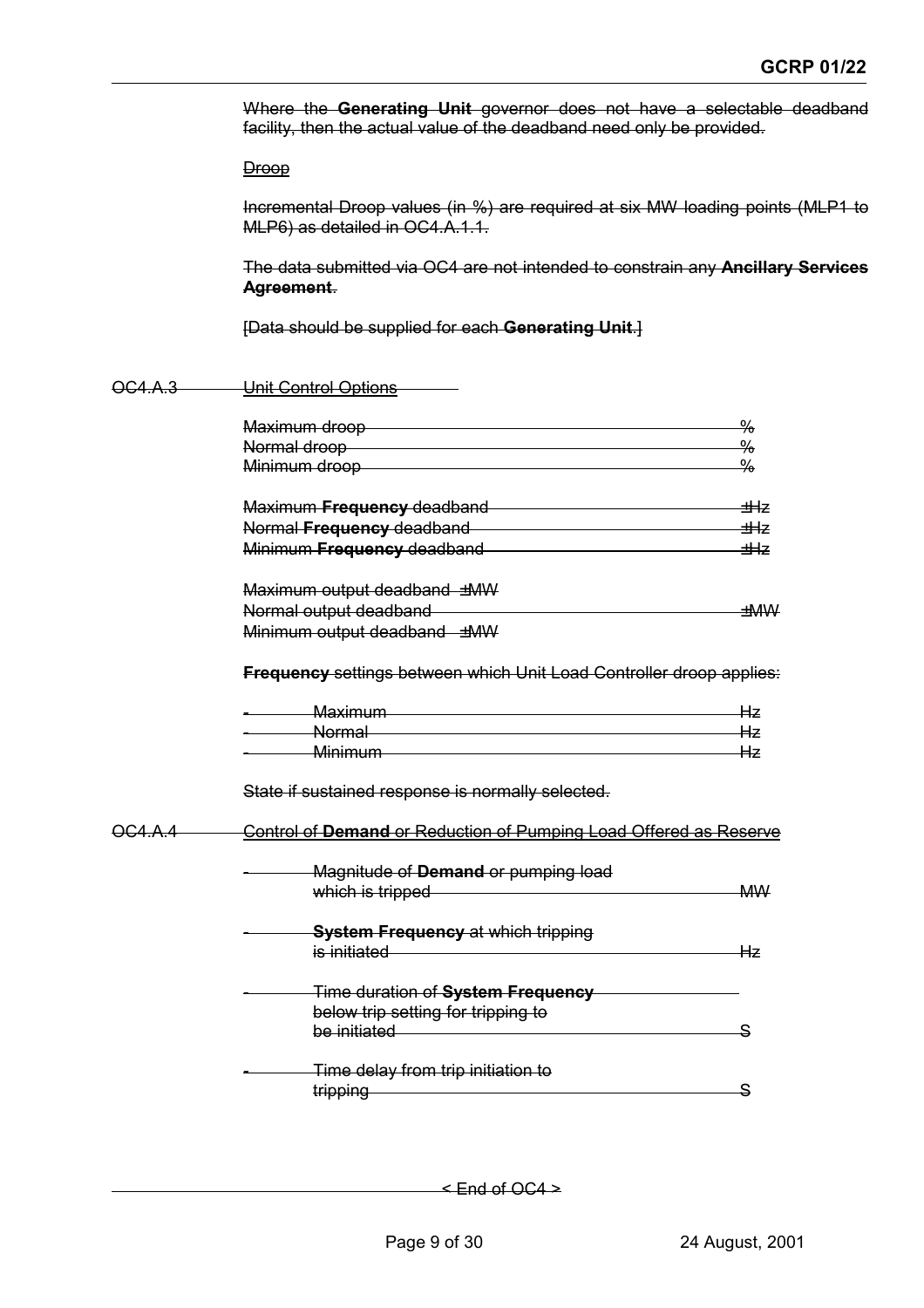Where the **Generating Unit** governor does not have a selectable deadband facility, then the actual value of the deadband need only be provided.

Droop

Incremental Droop values (in %) are required at six MW loading points (MLP1 to MLP6) as detailed in OC4.A.1.1.

The data submitted via OC4 are not intended to constrain any **Ancillary Services Agreement**.

[Data should be supplied for each **Generating Unit**.]

OC4.A.3 Unit Control Options

| | |
|---|---|
| Maximum droop | % |
| Normal droop | % |
| Minimum droop | % |
| | |
| Maximum **Frequency** deadband | ±Hz |
| Normal **Frequency** deadband | ±Hz |
| Minimum **Frequency** deadband | ±Hz |
| | |
| Maximum output deadband ±MW | |
| Normal output deadband | ±MW |
| Minimum output deadband ±MW | |

**Frequency** settings between which Unit Load Controller droop applies:

- Maximum Hz
- Normal Hz
- Minimum Hz

State if sustained response is normally selected.

OC4.A.4 Control of **Demand** or Reduction of Pumping Load Offered as Reserve

- Magnitude of **Demand** or pumping load which is tripped MW
- **System Frequency** at which tripping is initiated Hz
- Time duration of **System Frequency** below trip setting for tripping to be initiated S
- Time delay from trip initiation to tripping S

< End of OC4 >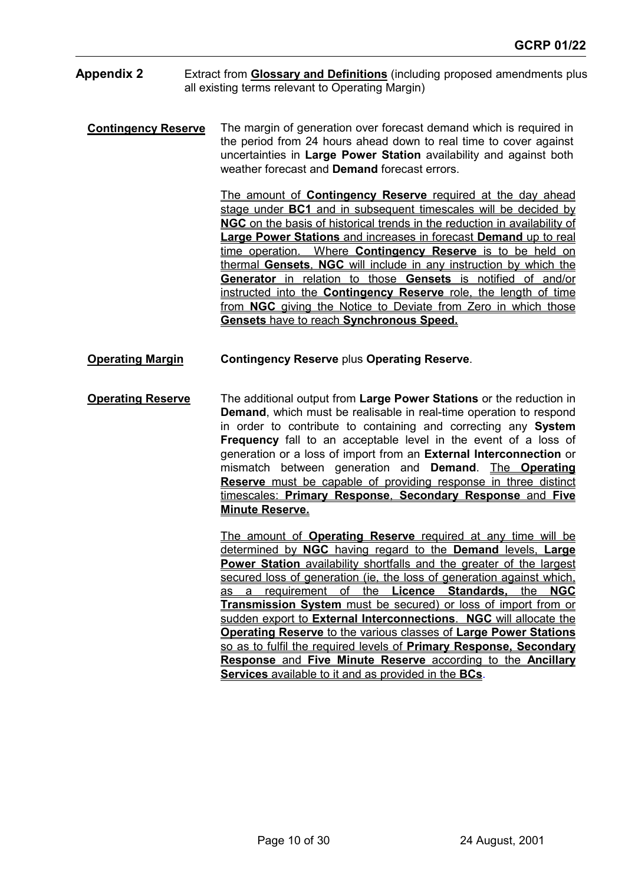## Appendix 2

Extract from **Glossary and Definitions** (including proposed amendments plus all existing terms relevant to Operating Margin)

**Contingency Reserve**

The margin of generation over forecast demand which is required in the period from 24 hours ahead down to real time to cover against uncertainties in **Large Power Station** availability and against both weather forecast and **Demand** forecast errors.

The amount of **Contingency Reserve** required at the day ahead stage under **BC1** and in subsequent timescales will be decided by **NGC** on the basis of historical trends in the reduction in availability of **Large Power Stations** and increases in forecast **Demand** up to real time operation. Where **Contingency Reserve** is to be held on thermal **Gensets**, **NGC** will include in any instruction by which the **Generator** in relation to those **Gensets** is notified of and/or instructed into the **Contingency Reserve** role, the length of time from **NGC** giving the Notice to Deviate from Zero in which those **Gensets** have to reach **Synchronous Speed.**

**Operating Margin**

**Contingency Reserve** plus **Operating Reserve**.

**Operating Reserve**

The additional output from **Large Power Stations** or the reduction in **Demand**, which must be realisable in real-time operation to respond in order to contribute to containing and correcting any **System Frequency** fall to an acceptable level in the event of a loss of generation or a loss of import from an **External Interconnection** or mismatch between generation and **Demand**. The **Operating Reserve** must be capable of providing response in three distinct timescales: **Primary Response**, **Secondary Response** and **Five Minute Reserve.**

The amount of **Operating Reserve** required at any time will be determined by **NGC** having regard to the **Demand** levels, **Large Power Station** availability shortfalls and the greater of the largest secured loss of generation (ie, the loss of generation against which, as a requirement of the **Licence Standards,** the **NGC Transmission System** must be secured) or loss of import from or sudden export to **External Interconnections**. **NGC** will allocate the **Operating Reserve** to the various classes of **Large Power Stations** so as to fulfil the required levels of **Primary Response, Secondary Response** and **Five Minute Reserve** according to the **Ancillary Services** available to it and as provided in the **BCs**.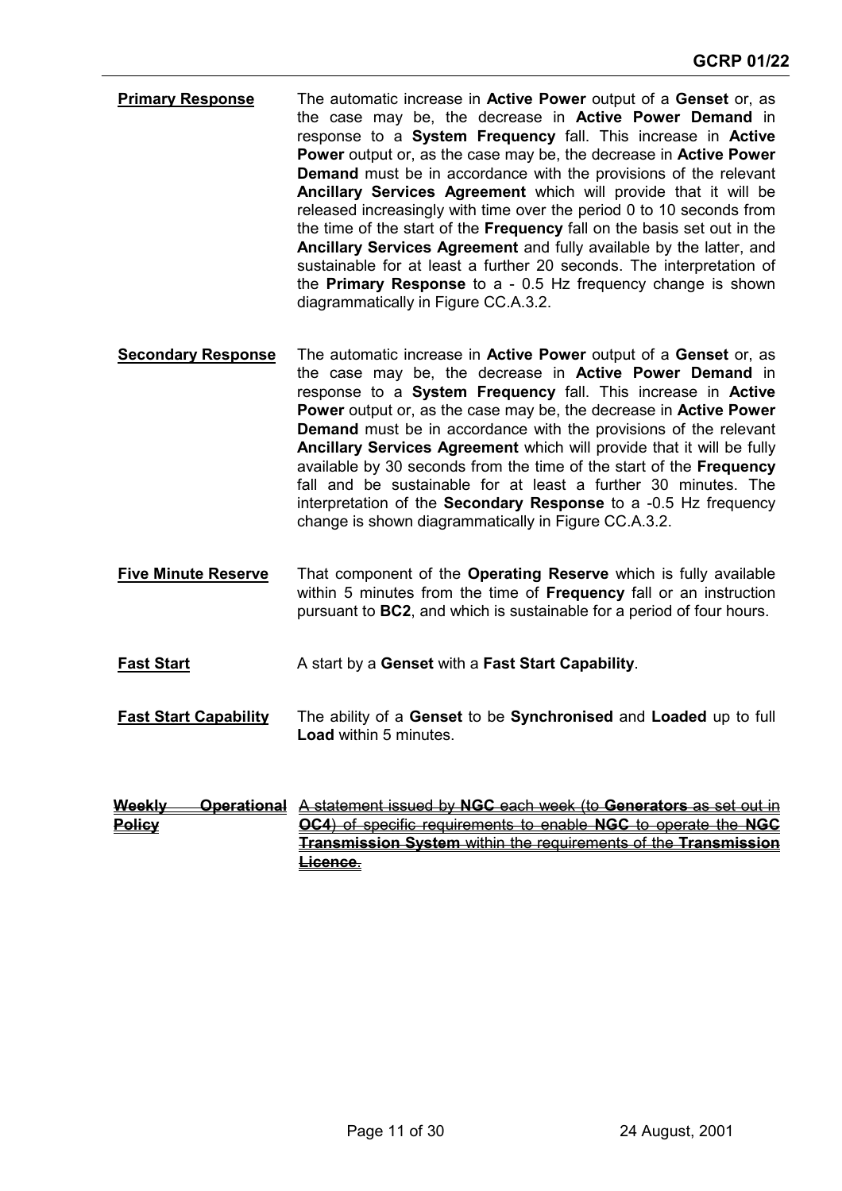**Primary Response** The automatic increase in **Active Power** output of a **Genset** or, as the case may be, the decrease in **Active Power Demand** in response to a **System Frequency** fall. This increase in **Active Power** output or, as the case may be, the decrease in **Active Power Demand** must be in accordance with the provisions of the relevant **Ancillary Services Agreement** which will provide that it will be released increasingly with time over the period 0 to 10 seconds from the time of the start of the **Frequency** fall on the basis set out in the **Ancillary Services Agreement** and fully available by the latter, and sustainable for at least a further 20 seconds. The interpretation of the **Primary Response** to a - 0.5 Hz frequency change is shown diagrammatically in Figure CC.A.3.2.

**Secondary Response** The automatic increase in **Active Power** output of a **Genset** or, as the case may be, the decrease in **Active Power Demand** in response to a **System Frequency** fall. This increase in **Active Power** output or, as the case may be, the decrease in **Active Power Demand** must be in accordance with the provisions of the relevant **Ancillary Services Agreement** which will provide that it will be fully available by 30 seconds from the time of the start of the **Frequency** fall and be sustainable for at least a further 30 minutes. The interpretation of the **Secondary Response** to a -0.5 Hz frequency change is shown diagrammatically in Figure CC.A.3.2.

**Five Minute Reserve** That component of the **Operating Reserve** which is fully available within 5 minutes from the time of **Frequency** fall or an instruction pursuant to **BC2**, and which is sustainable for a period of four hours.

**Fast Start** A start by a **Genset** with a **Fast Start Capability**.

**Fast Start Capability** The ability of a **Genset** to be **Synchronised** and **Loaded** up to full **Load** within 5 minutes.

~~**Weekly Operational Policy** A statement issued by **NGC** each week (to **Generators** as set out in **OC4**) of specific requirements to enable **NGC** to operate the **NGC Transmission System** within the requirements of the **Transmission Licence**.~~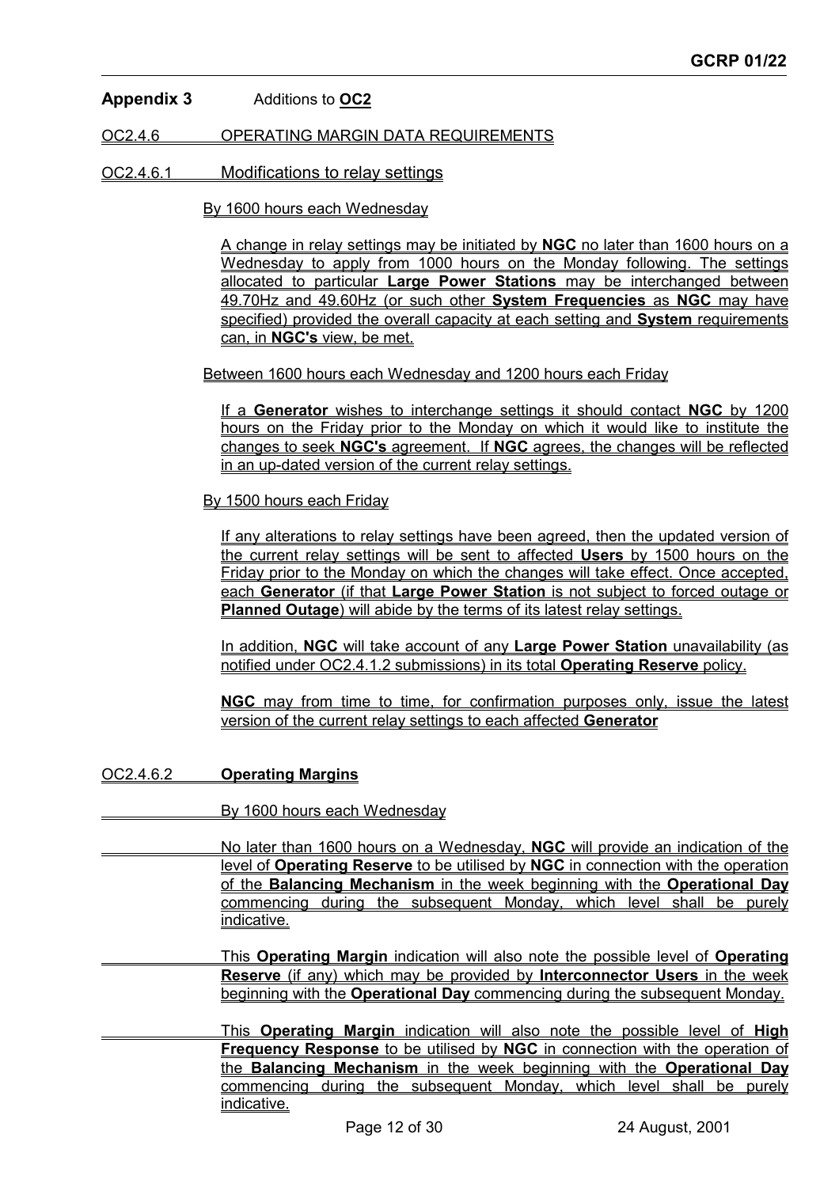## Appendix 3 Additions to **OC2**

### OC2.4.6 OPERATING MARGIN DATA REQUIREMENTS

#### OC2.4.6.1 Modifications to relay settings

By 1600 hours each Wednesday

A change in relay settings may be initiated by **NGC** no later than 1600 hours on a Wednesday to apply from 1000 hours on the Monday following. The settings allocated to particular **Large Power Stations** may be interchanged between 49.70Hz and 49.60Hz (or such other **System Frequencies** as **NGC** may have specified) provided the overall capacity at each setting and **System** requirements can, in **NGC's** view, be met.

Between 1600 hours each Wednesday and 1200 hours each Friday

If a **Generator** wishes to interchange settings it should contact **NGC** by 1200 hours on the Friday prior to the Monday on which it would like to institute the changes to seek **NGC's** agreement. If **NGC** agrees, the changes will be reflected in an up-dated version of the current relay settings.

By 1500 hours each Friday

If any alterations to relay settings have been agreed, then the updated version of the current relay settings will be sent to affected **Users** by 1500 hours on the Friday prior to the Monday on which the changes will take effect. Once accepted, each **Generator** (if that **Large Power Station** is not subject to forced outage or **Planned Outage**) will abide by the terms of its latest relay settings.

In addition, **NGC** will take account of any **Large Power Station** unavailability (as notified under OC2.4.1.2 submissions) in its total **Operating Reserve** policy.

**NGC** may from time to time, for confirmation purposes only, issue the latest version of the current relay settings to each affected **Generator**

#### OC2.4.6.2 **Operating Margins**

By 1600 hours each Wednesday

No later than 1600 hours on a Wednesday, **NGC** will provide an indication of the level of **Operating Reserve** to be utilised by **NGC** in connection with the operation of the **Balancing Mechanism** in the week beginning with the **Operational Day** commencing during the subsequent Monday, which level shall be purely indicative.

This **Operating Margin** indication will also note the possible level of **Operating Reserve** (if any) which may be provided by **Interconnector Users** in the week beginning with the **Operational Day** commencing during the subsequent Monday.

This **Operating Margin** indication will also note the possible level of **High Frequency Response** to be utilised by **NGC** in connection with the operation of the **Balancing Mechanism** in the week beginning with the **Operational Day** commencing during the subsequent Monday, which level shall be purely indicative.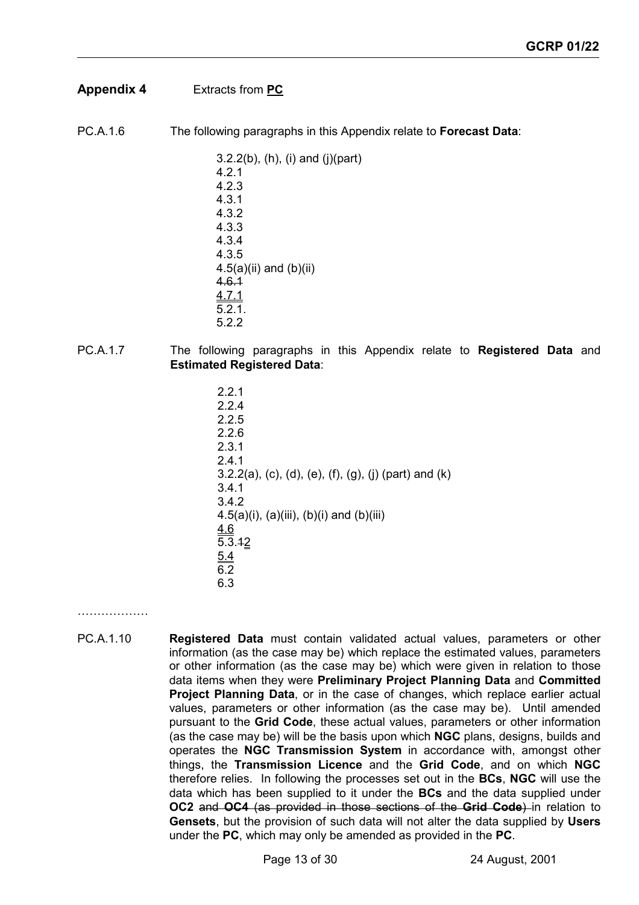## Appendix 4 Extracts from **<u>PC</u>**

PC.A.1.6 The following paragraphs in this Appendix relate to **Forecast Data**:

3.2.2(b), (h), (i) and (j)(part)
4.2.1
4.2.3
4.3.1
4.3.2
4.3.3
4.3.4
4.3.5
4.5(a)(ii) and (b)(ii)
~~4.6.1~~
<u>4.7.1</u>
5.2.1.
5.2.2

PC.A.1.7 The following paragraphs in this Appendix relate to **Registered Data** and **Estimated Registered Data**:

2.2.1
2.2.4
2.2.5
2.2.6
2.3.1
2.4.1
3.2.2(a), (c), (d), (e), (f), (g), (j) (part) and (k)
3.4.1
3.4.2
4.5(a)(i), (a)(iii), (b)(i) and (b)(iii)
<u>4.6</u>
5.3.~~1~~<u>2</u>
<u>5.4</u>
6.2
6.3

………………

PC.A.1.10 **Registered Data** must contain validated actual values, parameters or other information (as the case may be) which replace the estimated values, parameters or other information (as the case may be) which were given in relation to those data items when they were **Preliminary Project Planning Data** and **Committed Project Planning Data**, or in the case of changes, which replace earlier actual values, parameters or other information (as the case may be). Until amended pursuant to the **Grid Code**, these actual values, parameters or other information (as the case may be) will be the basis upon which **NGC** plans, designs, builds and operates the **NGC Transmission System** in accordance with, amongst other things, the **Transmission Licence** and the **Grid Code**, and on which **NGC** therefore relies. In following the processes set out in the **BCs**, **NGC** will use the data which has been supplied to it under the **BCs** and the data supplied under **OC2** ~~and **OC4** (as provided in those sections of the **Grid Code**)~~ in relation to **Gensets**, but the provision of such data will not alter the data supplied by **Users** under the **PC**, which may only be amended as provided in the **PC**.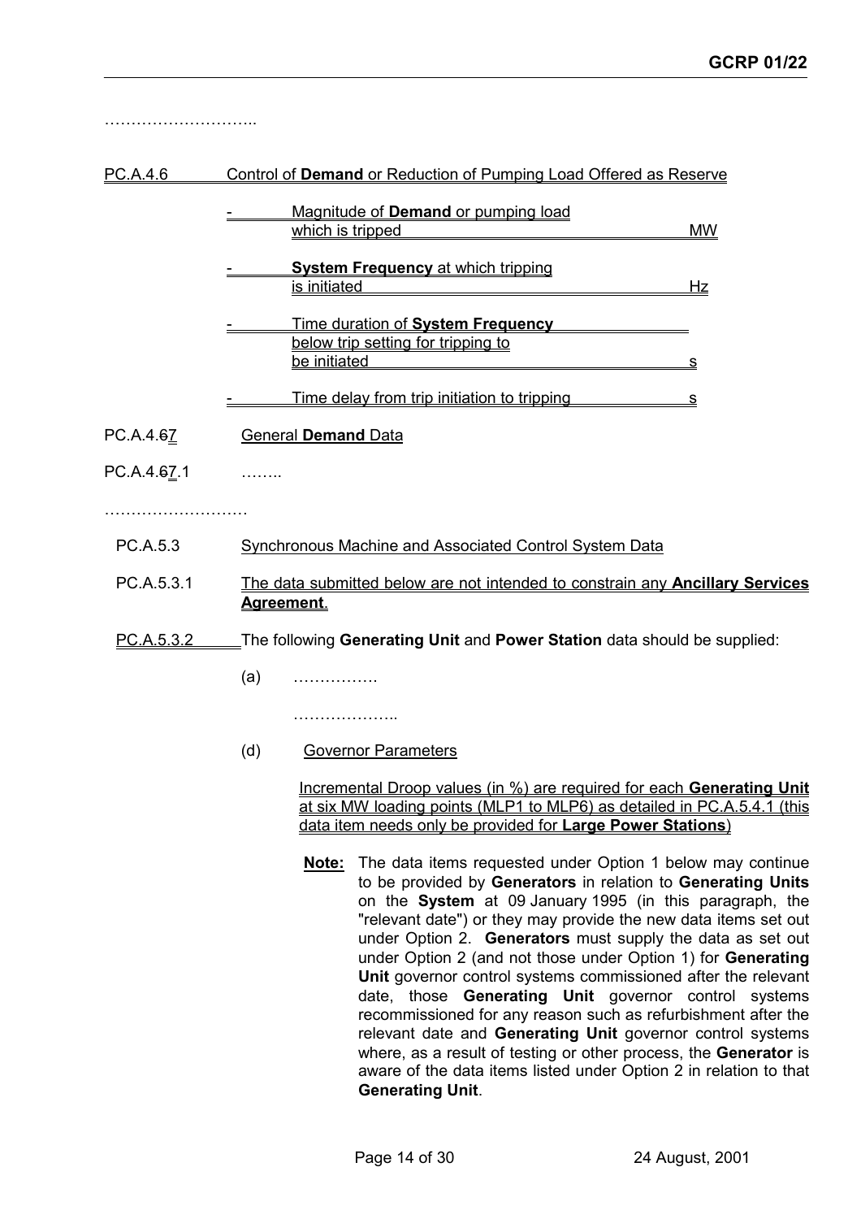………………………..

PC.A.4.6 Control of **Demand** or Reduction of Pumping Load Offered as Reserve

- Magnitude of **Demand** or pumping load which is tripped MW
- **System Frequency** at which tripping is initiated Hz
- Time duration of **System Frequency** below trip setting for tripping to be initiated s
- Time delay from trip initiation to tripping s

PC.A.4.67 General **Demand** Data

PC.A.4.67.1 ……..

………………………

PC.A.5.3 Synchronous Machine and Associated Control System Data

PC.A.5.3.1 The data submitted below are not intended to constrain any **Ancillary Services Agreement**.

PC.A.5.3.2 The following **Generating Unit** and **Power Station** data should be supplied:

(a) …………….

………………..

(d) Governor Parameters

Incremental Droop values (in %) are required for each **Generating Unit** at six MW loading points (MLP1 to MLP6) as detailed in PC.A.5.4.1 (this data item needs only be provided for **Large Power Stations**)

**Note:** The data items requested under Option 1 below may continue to be provided by **Generators** in relation to **Generating Units** on the **System** at 09 January 1995 (in this paragraph, the "relevant date") or they may provide the new data items set out under Option 2. **Generators** must supply the data as set out under Option 2 (and not those under Option 1) for **Generating Unit** governor control systems commissioned after the relevant date, those **Generating Unit** governor control systems recommissioned for any reason such as refurbishment after the relevant date and **Generating Unit** governor control systems where, as a result of testing or other process, the **Generator** is aware of the data items listed under Option 2 in relation to that **Generating Unit**.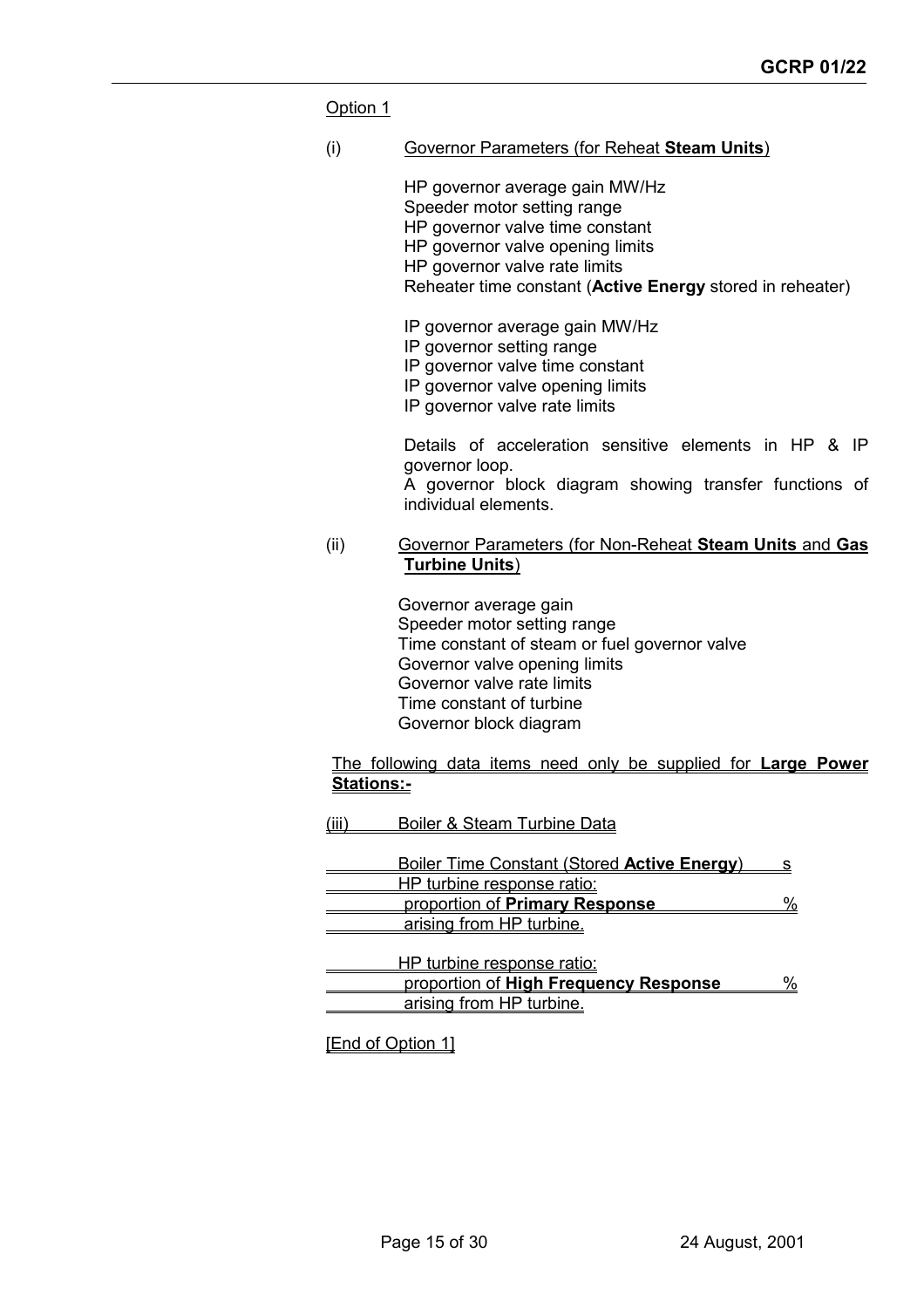Option 1

(i) Governor Parameters (for Reheat **Steam Units**)

HP governor average gain MW/Hz
Speeder motor setting range
HP governor valve time constant
HP governor valve opening limits
HP governor valve rate limits
Reheater time constant (**Active Energy** stored in reheater)

IP governor average gain MW/Hz
IP governor setting range
IP governor valve time constant
IP governor valve opening limits
IP governor valve rate limits

Details of acceleration sensitive elements in HP & IP governor loop.
A governor block diagram showing transfer functions of individual elements.

(ii) Governor Parameters (for Non-Reheat **Steam Units** and **Gas Turbine Units**)

Governor average gain
Speeder motor setting range
Time constant of steam or fuel governor valve
Governor valve opening limits
Governor valve rate limits
Time constant of turbine
Governor block diagram

The following data items need only be supplied for **Large Power Stations:-**

(iii) Boiler & Steam Turbine Data

| | |
|---|---|
| Boiler Time Constant (Stored **Active Energy**) | s |
| HP turbine response ratio: proportion of **Primary Response** arising from HP turbine. | % |
| HP turbine response ratio: proportion of **High Frequency Response** arising from HP turbine. | % |

[End of Option 1]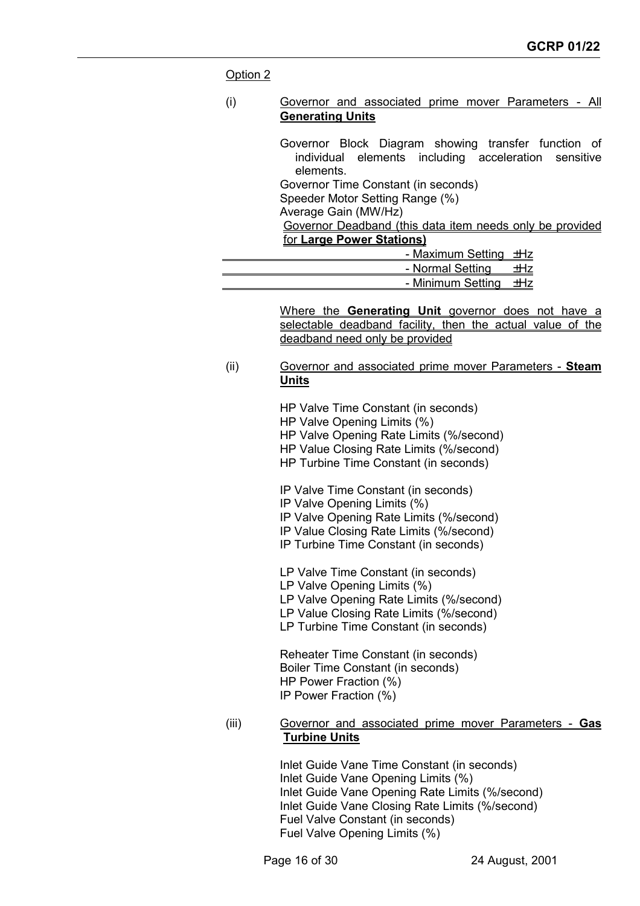Option 2

(i) Governor and associated prime mover Parameters - All **Generating Units**

Governor Block Diagram showing transfer function of individual elements including acceleration sensitive elements.
Governor Time Constant (in seconds)
Speeder Motor Setting Range (%)
Average Gain (MW/Hz)
Governor Deadband (this data item needs only be provided for **Large Power Stations)**

- Maximum Setting ±Hz
- Normal Setting ±Hz
- Minimum Setting ±Hz

Where the **Generating Unit** governor does not have a selectable deadband facility, then the actual value of the deadband need only be provided

(ii) Governor and associated prime mover Parameters - **Steam Units**

HP Valve Time Constant (in seconds)
HP Valve Opening Limits (%)
HP Valve Opening Rate Limits (%/second)
HP Value Closing Rate Limits (%/second)
HP Turbine Time Constant (in seconds)

IP Valve Time Constant (in seconds)
IP Valve Opening Limits (%)
IP Valve Opening Rate Limits (%/second)
IP Value Closing Rate Limits (%/second)
IP Turbine Time Constant (in seconds)

LP Valve Time Constant (in seconds)
LP Valve Opening Limits (%)
LP Valve Opening Rate Limits (%/second)
LP Value Closing Rate Limits (%/second)
LP Turbine Time Constant (in seconds)

Reheater Time Constant (in seconds)
Boiler Time Constant (in seconds)
HP Power Fraction (%)
IP Power Fraction (%)

(iii) Governor and associated prime mover Parameters - **Gas Turbine Units**

Inlet Guide Vane Time Constant (in seconds)
Inlet Guide Vane Opening Limits (%)
Inlet Guide Vane Opening Rate Limits (%/second)
Inlet Guide Vane Closing Rate Limits (%/second)
Fuel Valve Constant (in seconds)
Fuel Valve Opening Limits (%)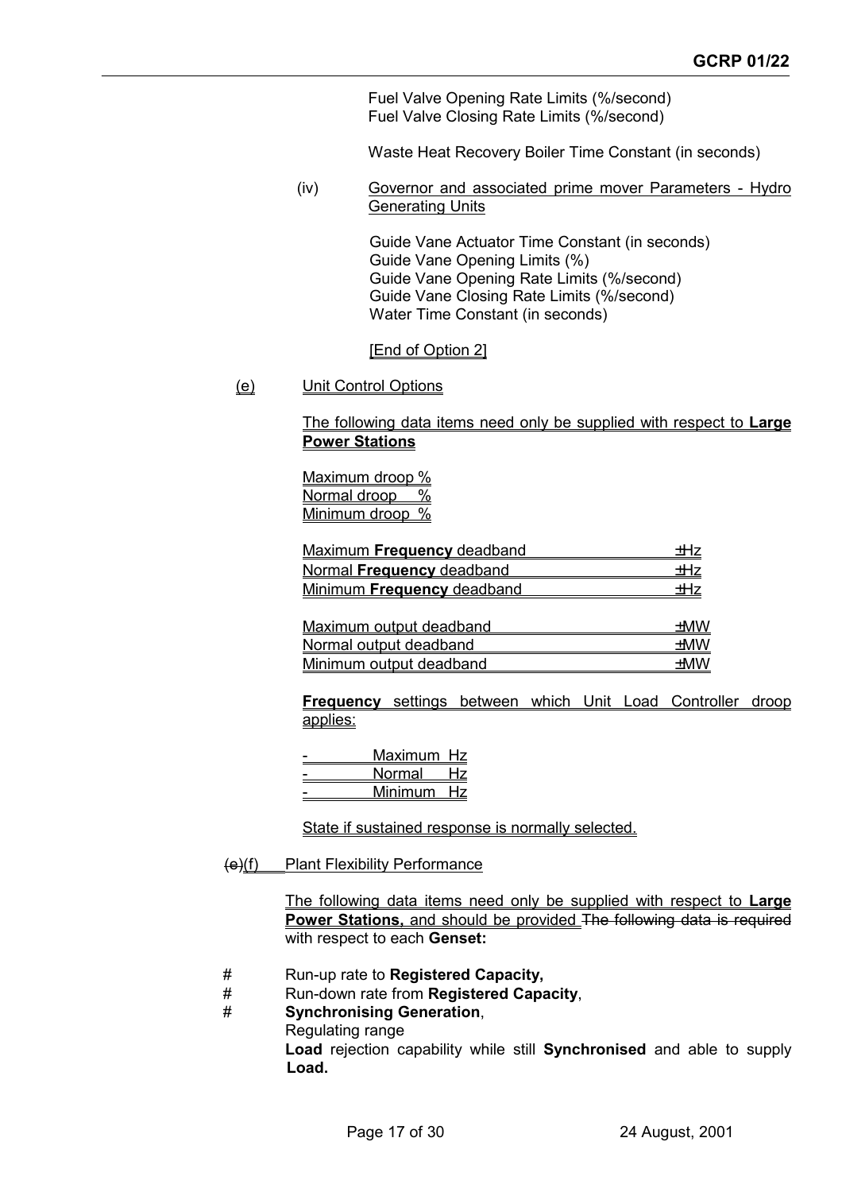Fuel Valve Opening Rate Limits (%/second)
Fuel Valve Closing Rate Limits (%/second)

Waste Heat Recovery Boiler Time Constant (in seconds)

(iv) Governor and associated prime mover Parameters - Hydro Generating Units

Guide Vane Actuator Time Constant (in seconds)
Guide Vane Opening Limits (%)
Guide Vane Opening Rate Limits (%/second)
Guide Vane Closing Rate Limits (%/second)
Water Time Constant (in seconds)

[End of Option 2]

(e) Unit Control Options

The following data items need only be supplied with respect to **Large Power Stations**

Maximum droop %
Normal droop %
Minimum droop %

| | |
|---|---|
| Maximum **Frequency** deadband | ±Hz |
| Normal **Frequency** deadband | ±Hz |
| Minimum **Frequency** deadband | ±Hz |

| | |
|---|---|
| Maximum output deadband | ±MW |
| Normal output deadband | ±MW |
| Minimum output deadband | ±MW |

**Frequency** settings between which Unit Load Controller droop applies:

- Maximum Hz
- Normal Hz
- Minimum Hz

State if sustained response is normally selected.

~~(e)~~(f) Plant Flexibility Performance

The following data items need only be supplied with respect to **Large Power Stations,** and should be provided ~~The following data is required~~ with respect to each **Genset:**

# Run-up rate to **Registered Capacity,**
# Run-down rate from **Registered Capacity**,
# **Synchronising Generation**,
Regulating range
**Load** rejection capability while still **Synchronised** and able to supply **Load.**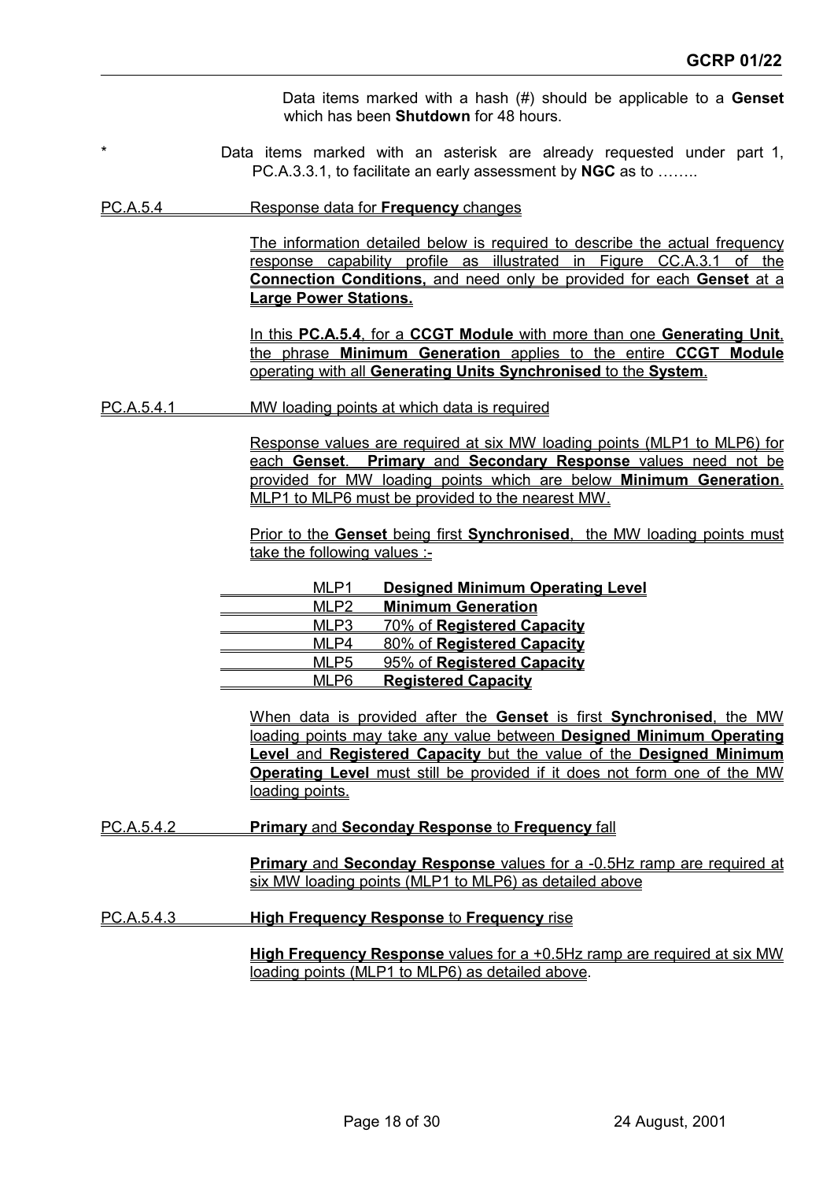Data items marked with a hash (#) should be applicable to a **Genset** which has been **Shutdown** for 48 hours.

\* Data items marked with an asterisk are already requested under part 1, PC.A.3.3.1, to facilitate an early assessment by **NGC** as to ……..

PC.A.5.4 Response data for **Frequency** changes

The information detailed below is required to describe the actual frequency response capability profile as illustrated in Figure CC.A.3.1 of the **Connection Conditions,** and need only be provided for each **Genset** at a **Large Power Stations.**

In this **PC.A.5.4**, for a **CCGT Module** with more than one **Generating Unit**, the phrase **Minimum Generation** applies to the entire **CCGT Module** operating with all **Generating Units Synchronised** to the **System**.

PC.A.5.4.1 MW loading points at which data is required

Response values are required at six MW loading points (MLP1 to MLP6) for each **Genset**. **Primary** and **Secondary Response** values need not be provided for MW loading points which are below **Minimum Generation**. MLP1 to MLP6 must be provided to the nearest MW.

Prior to the **Genset** being first **Synchronised**, the MW loading points must take the following values :-

| | |
|---|---|
| MLP1 | **Designed Minimum Operating Level** |
| MLP2 | **Minimum Generation** |
| MLP3 | 70% of **Registered Capacity** |
| MLP4 | 80% of **Registered Capacity** |
| MLP5 | 95% of **Registered Capacity** |
| MLP6 | **Registered Capacity** |

When data is provided after the **Genset** is first **Synchronised**, the MW loading points may take any value between **Designed Minimum Operating Level** and **Registered Capacity** but the value of the **Designed Minimum Operating Level** must still be provided if it does not form one of the MW loading points.

PC.A.5.4.2 **Primary** and **Seconday Response** to **Frequency** fall

**Primary** and **Seconday Response** values for a -0.5Hz ramp are required at six MW loading points (MLP1 to MLP6) as detailed above

PC.A.5.4.3 **High Frequency Response** to **Frequency** rise

**High Frequency Response** values for a +0.5Hz ramp are required at six MW loading points (MLP1 to MLP6) as detailed above.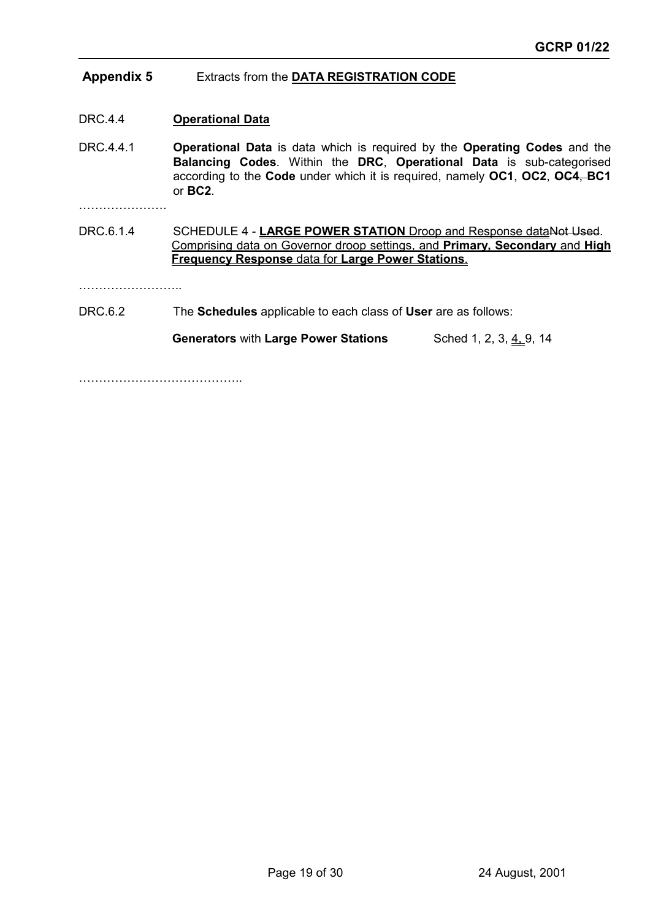**Appendix 5** Extracts from the **DATA REGISTRATION CODE**

DRC.4.4 **Operational Data**

DRC.4.4.1 **Operational Data** is data which is required by the **Operating Codes** and the **Balancing Codes**. Within the **DRC**, **Operational Data** is sub-categorised according to the **Code** under which it is required, namely **OC1**, **OC2**, ~~**OC4**,~~ **BC1** or **BC2**.

………………….

DRC.6.1.4 SCHEDULE 4 - **LARGE POWER STATION** Droop and Response data~~Not Used~~. Comprising data on Governor droop settings, and **Primary, Secondary** and **High Frequency Response** data for **Large Power Stations**.

……………………..

DRC.6.2 The **Schedules** applicable to each class of **User** are as follows:

**Generators** with **Large Power Stations** Sched 1, 2, 3, 4, 9, 14

…………………………………..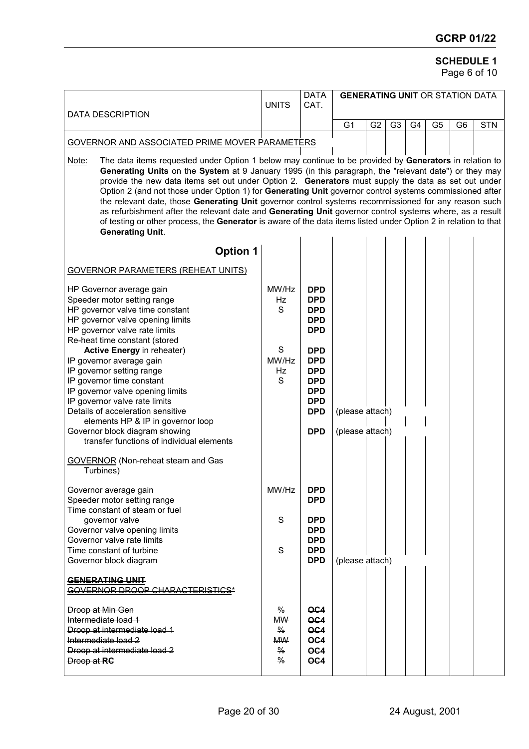**SCHEDULE 1**
Page 6 of 10

| DATA DESCRIPTION | UNITS | DATA CAT. | GENERATING UNIT OR STATION DATA | | | | | | |
|---|---|---|---|---|---|---|---|---|---|
| | | | G1 | G2 | G3 | G4 | G5 | G6 | STN |
| GOVERNOR AND ASSOCIATED PRIME MOVER PARAMETERS | | | | | | | | | |
| Note: The data items requested under Option 1 below may continue to be provided by **Generators** in relation to **Generating Units** on the **System** at 9 January 1995 (in this paragraph, the "relevant date") or they may provide the new data items set out under Option 2. **Generators** must supply the data as set out under Option 2 (and not those under Option 1) for **Generating Unit** governor control systems commissioned after the relevant date, those **Generating Unit** governor control systems recommissioned for any reason such as refurbishment after the relevant date and **Generating Unit** governor control systems where, as a result of testing or other process, the **Generator** is aware of the data items listed under Option 2 in relation to that **Generating Unit**. | | | | | | | | | |
| **Option 1** | | | | | | | | | |
| GOVERNOR PARAMETERS (REHEAT UNITS) | | | | | | | | | |
| HP Governor average gain | MW/Hz | **DPD** | | | | | | | |
| Speeder motor setting range | Hz | **DPD** | | | | | | | |
| HP governor valve time constant | S | **DPD** | | | | | | | |
| HP governor valve opening limits | | **DPD** | | | | | | | |
| HP governor valve rate limits | | **DPD** | | | | | | | |
| Re-heat time constant (stored **Active Energy** in reheater) | S | **DPD** | | | | | | | |
| IP governor average gain | MW/Hz | **DPD** | | | | | | | |
| IP governor setting range | Hz | **DPD** | | | | | | | |
| IP governor time constant | S | **DPD** | | | | | | | |
| IP governor valve opening limits | | **DPD** | | | | | | | |
| IP governor valve rate limits | | **DPD** | | | | | | | |
| Details of acceleration sensitive elements HP & IP in governor loop | | **DPD** | (please attach) | | | | | | |
| Governor block diagram showing transfer functions of individual elements | | **DPD** | (please attach) | | | | | | |
| GOVERNOR (Non-reheat steam and Gas Turbines) | | | | | | | | | |
| Governor average gain | MW/Hz | **DPD** | | | | | | | |
| Speeder motor setting range | | **DPD** | | | | | | | |
| Time constant of steam or fuel governor valve | S | **DPD** | | | | | | | |
| Governor valve opening limits | | **DPD** | | | | | | | |
| Governor valve rate limits | | **DPD** | | | | | | | |
| Time constant of turbine | S | **DPD** | | | | | | | |
| Governor block diagram | | **DPD** | (please attach) | | | | | | |
| ~~**GENERATING UNIT**~~ ~~GOVERNOR DROOP CHARACTERISTICS*~~ | | | | | | | | | |
| ~~Droop at Min Gen~~ | ~~%~~ | ~~**OC4**~~ | | | | | | | |
| ~~Intermediate load 1~~ | ~~MW~~ | ~~**OC4**~~ | | | | | | | |
| ~~Droop at intermediate load 1~~ | ~~%~~ | ~~**OC4**~~ | | | | | | | |
| ~~Intermediate load 2~~ | ~~MW~~ | ~~**OC4**~~ | | | | | | | |
| ~~Droop at intermediate load 2~~ | ~~%~~ | ~~**OC4**~~ | | | | | | | |
| ~~Droop at **RC**~~ | ~~%~~ | ~~**OC4**~~ | | | | | | | |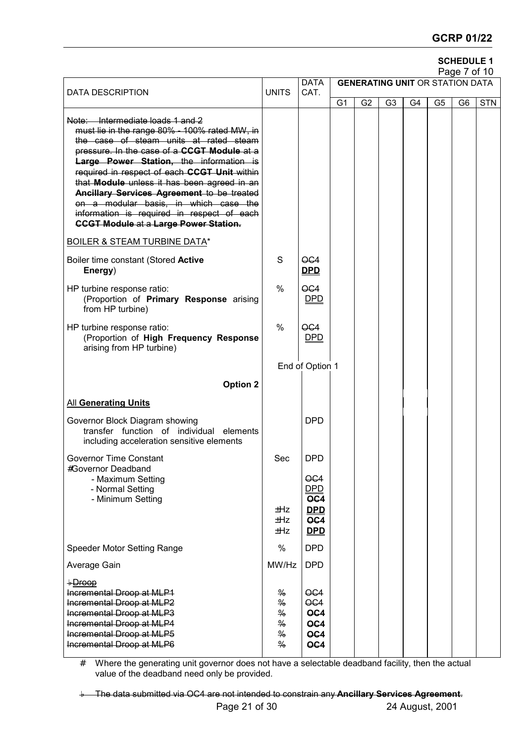**SCHEDULE 1**

Page 7 of 10

| DATA DESCRIPTION | UNITS | DATA CAT. | GENERATING UNIT OR STATION DATA | | | | | | |
|---|---|---|---|---|---|---|---|---|---|
| | | | G1 | G2 | G3 | G4 | G5 | G6 | STN |
| ~~Note: Intermediate loads 1 and 2 must lie in the range 80% - 100% rated MW, in the case of steam units at rated steam pressure. In the case of a **CCGT Module** at a **Large Power Station,** the information is required in respect of each **CCGT Unit** within that **Module** unless it has been agreed in an **Ancillary Services Agreement** to be treated on a modular basis, in which case the information is required in respect of each **CCGT Module** at a **Large Power Station.**~~ | | | | | | | | | |
| BOILER & STEAM TURBINE DATA* | | | | | | | | | |
| Boiler time constant (Stored **Active Energy**) | S | ~~OC4~~ **DPD** | | | | | | | |
| HP turbine response ratio: (Proportion of **Primary Response** arising from HP turbine) | % | ~~OC4~~ DPD | | | | | | | |
| HP turbine response ratio: (Proportion of **High Frequency Response** arising from HP turbine) | % | ~~OC4~~ DPD | | | | | | | |
| | End of Option 1 | | | | | | | | |
| **Option 2** | | | | | | | | | |
| All **Generating Units** | | | | | | | | | |
| Governor Block Diagram showing transfer function of individual elements including acceleration sensitive elements | | DPD | | | | | | | |
| Governor Time Constant | Sec | DPD | | | | | | | |
| #Governor Deadband | | | | | | | | | |
| - Maximum Setting | ±Hz | ~~OC4~~ DPD | | | | | | | |
| - Normal Setting | ±Hz | ~~OC4~~ **DPD** | | | | | | | |
| - Minimum Setting | ±Hz | ~~OC4~~ **DPD** | | | | | | | |
| Speeder Motor Setting Range | % | DPD | | | | | | | |
| Average Gain | MW/Hz | DPD | | | | | | | |
| ~~♭~~Droop | | | | | | | | | |
| ~~Incremental Droop at MLP1~~ | ~~%~~ | ~~OC4~~ | | | | | | | |
| ~~Incremental Droop at MLP2~~ | ~~%~~ | ~~OC4~~ | | | | | | | |
| ~~Incremental Droop at MLP3~~ | ~~%~~ | ~~**OC4**~~ | | | | | | | |
| ~~Incremental Droop at MLP4~~ | ~~%~~ | ~~**OC4**~~ | | | | | | | |
| ~~Incremental Droop at MLP5~~ | ~~%~~ | ~~**OC4**~~ | | | | | | | |
| ~~Incremental Droop at MLP6~~ | ~~%~~ | ~~**OC4**~~ | | | | | | | |

# Where the generating unit governor does not have a selectable deadband facility, then the actual value of the deadband need only be provided.

~~♭ The data submitted via OC4 are not intended to constrain any **Ancillary Services Agreement**.~~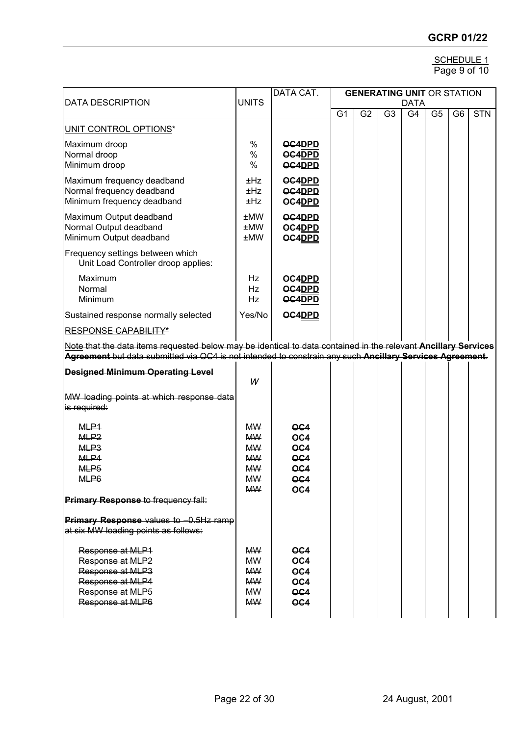SCHEDULE 1
Page 9 of 10

| DATA DESCRIPTION | UNITS | DATA CAT. | **GENERATING UNIT** OR STATION DATA | | | | | | |
|---|---|---|---|---|---|---|---|---|---|
| | | | G1 | G2 | G3 | G4 | G5 | G6 | STN |
| UNIT CONTROL OPTIONS* | | | | | | | | | |
| Maximum droop | % | ~~OC4~~DPD | | | | | | | |
| Normal droop | % | ~~OC4~~DPD | | | | | | | |
| Minimum droop | % | ~~OC4~~DPD | | | | | | | |
| Maximum frequency deadband | ±Hz | ~~OC4~~DPD | | | | | | | |
| Normal frequency deadband | ±Hz | ~~OC4~~DPD | | | | | | | |
| Minimum frequency deadband | ±Hz | ~~OC4~~DPD | | | | | | | |
| Maximum Output deadband | ±MW | ~~OC4~~DPD | | | | | | | |
| Normal Output deadband | ±MW | ~~OC4~~DPD | | | | | | | |
| Minimum Output deadband | ±MW | ~~OC4~~DPD | | | | | | | |
| Frequency settings between which Unit Load Controller droop applies: | | | | | | | | | |
| Maximum | Hz | ~~OC4~~DPD | | | | | | | |
| Normal | Hz | ~~OC4~~DPD | | | | | | | |
| Minimum | Hz | ~~OC4~~DPD | | | | | | | |
| Sustained response normally selected | Yes/No | ~~OC4~~DPD | | | | | | | |
| ~~RESPONSE CAPABILITY*~~ | | | | | | | | | |
| ~~Note that the data items requested below may be identical to data contained in the relevant **Ancillary Services Agreement** but data submitted via OC4 is not intended to constrain any such **Ancillary Services Agreement**.~~ | | | | | | | | | |
| ~~**Designed Minimum Operating Level**~~ | ~~W~~ | | | | | | | | |
| ~~MW loading points at which response data is required:~~ | | | | | | | | | |
| ~~MLP1~~ | ~~MW~~ | ~~**OC4**~~ | | | | | | | |
| ~~MLP2~~ | ~~MW~~ | ~~**OC4**~~ | | | | | | | |
| ~~MLP3~~ | ~~MW~~ | ~~**OC4**~~ | | | | | | | |
| ~~MLP4~~ | ~~MW~~ | ~~**OC4**~~ | | | | | | | |
| ~~MLP5~~ | ~~MW~~ | ~~**OC4**~~ | | | | | | | |
| ~~MLP6~~ | ~~MW~~ | ~~**OC4**~~ | | | | | | | |
| | ~~MW~~ | ~~**OC4**~~ | | | | | | | |
| ~~**Primary Response** to frequency fall:~~ | | | | | | | | | |
| ~~**Primary Response** values to –0.5Hz ramp at six MW loading points as follows:~~ | | | | | | | | | |
| ~~Response at MLP1~~ | ~~MW~~ | ~~**OC4**~~ | | | | | | | |
| ~~Response at MLP2~~ | ~~MW~~ | ~~**OC4**~~ | | | | | | | |
| ~~Response at MLP3~~ | ~~MW~~ | ~~**OC4**~~ | | | | | | | |
| ~~Response at MLP4~~ | ~~MW~~ | ~~**OC4**~~ | | | | | | | |
| ~~Response at MLP5~~ | ~~MW~~ | ~~**OC4**~~ | | | | | | | |
| ~~Response at MLP6~~ | ~~MW~~ | ~~**OC4**~~ | | | | | | | |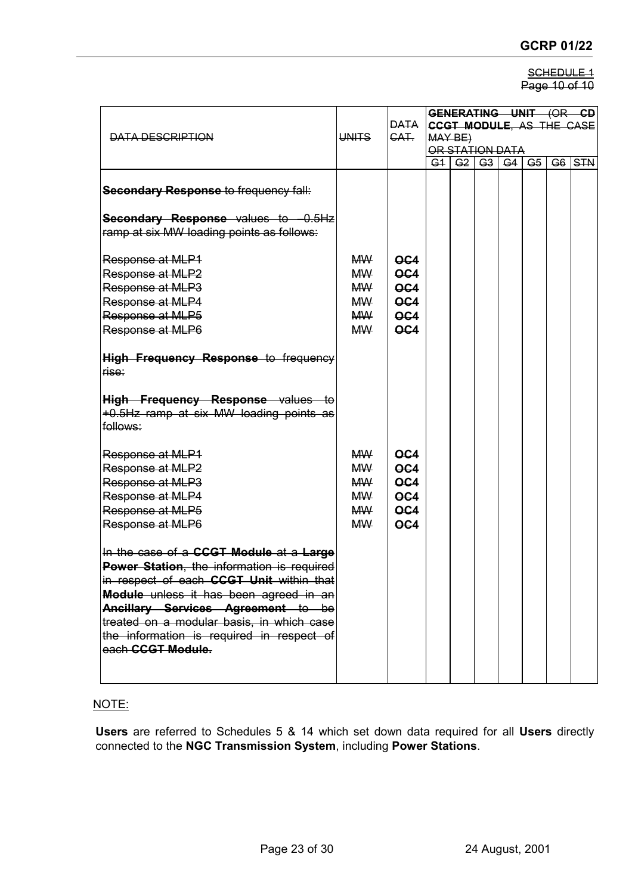SCHEDULE 1
Page 10 of 10

| DATA DESCRIPTION | UNITS | DATA CAT. | GENERATING UNIT (OR CD CCGT MODULE, AS THE CASE MAY BE) OR STATION DATA | | | | | | |
|---|---|---|---|---|---|---|---|---|---|
| | | | G1 | G2 | G3 | G4 | G5 | G6 | STN |
| **Secondary Response** to frequency fall: | | | | | | | | | |
| **Secondary Response** values to -0.5Hz ramp at six MW loading points as follows: | | | | | | | | | |
| Response at MLP1 | MW | **OC4** | | | | | | | |
| Response at MLP2 | MW | **OC4** | | | | | | | |
| Response at MLP3 | MW | **OC4** | | | | | | | |
| Response at MLP4 | MW | **OC4** | | | | | | | |
| Response at MLP5 | MW | **OC4** | | | | | | | |
| Response at MLP6 | MW | **OC4** | | | | | | | |
| **High Frequency Response** to frequency rise: | | | | | | | | | |
| **High Frequency Response** values to +0.5Hz ramp at six MW loading points as follows: | | | | | | | | | |
| Response at MLP1 | MW | **OC4** | | | | | | | |
| Response at MLP2 | MW | **OC4** | | | | | | | |
| Response at MLP3 | MW | **OC4** | | | | | | | |
| Response at MLP4 | MW | **OC4** | | | | | | | |
| Response at MLP5 | MW | **OC4** | | | | | | | |
| Response at MLP6 | MW | **OC4** | | | | | | | |
| In the case of a **CCGT Module** at a **Large Power Station**, the information is required in respect of each **CCGT Unit** within that **Module** unless it has been agreed in an **Ancillary Services Agreement** to be treated on a modular basis, in which case the information is required in respect of each **CCGT Module.** | | | | | | | | | |

NOTE:

**Users** are referred to Schedules 5 & 14 which set down data required for all **Users** directly connected to the **NGC Transmission System**, including **Power Stations**.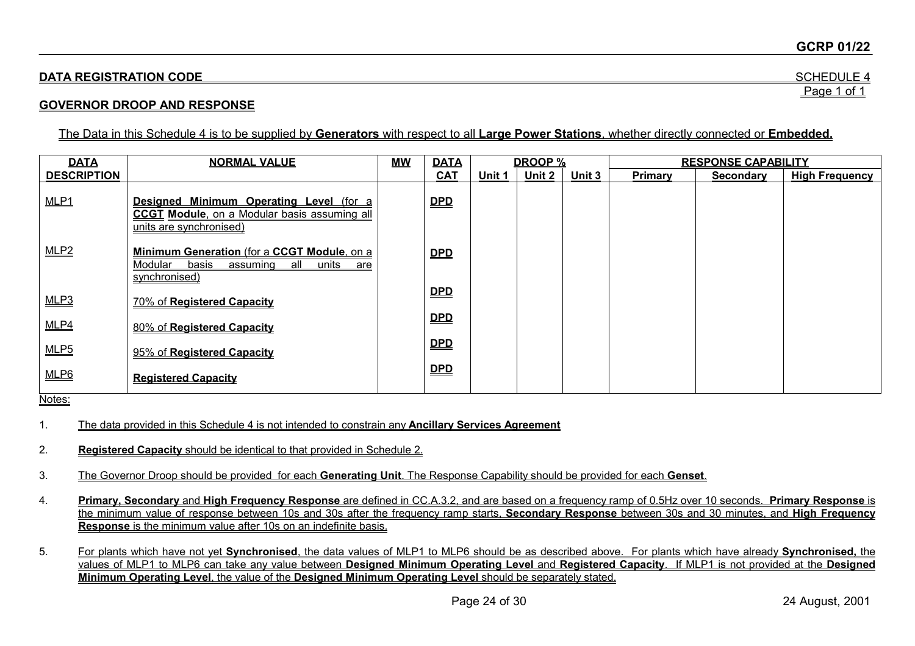**DATA REGISTRATION CODE** SCHEDULE 4

Page 1 of 1

**GOVERNOR DROOP AND RESPONSE**

The Data in this Schedule 4 is to be supplied by **Generators** with respect to all **Large Power Stations**, whether directly connected or **Embedded.**

| DATA DESCRIPTION | NORMAL VALUE | MW | DATA CAT | DROOP % | | | RESPONSE CAPABILITY | | |
|---|---|---|---|---|---|---|---|---|---|
| | | | | Unit 1 | Unit 2 | Unit 3 | Primary | Secondary | High Frequency |
| MLP1 | **Designed Minimum Operating Level** (for a **CCGT Module**, on a Modular basis assuming all units are synchronised) | | **DPD** | | | | | | |
| MLP2 | **Minimum Generation** (for a **CCGT Module**, on a Modular basis assuming all units are synchronised) | | **DPD** | | | | | | |
| MLP3 | 70% of **Registered Capacity** | | **DPD** | | | | | | |
| MLP4 | 80% of **Registered Capacity** | | **DPD** | | | | | | |
| MLP5 | 95% of **Registered Capacity** | | **DPD** | | | | | | |
| MLP6 | **Registered Capacity** | | **DPD** | | | | | | |

Notes:

1. The data provided in this Schedule 4 is not intended to constrain any **Ancillary Services Agreement**

2. **Registered Capacity** should be identical to that provided in Schedule 2.

3. The Governor Droop should be provided for each **Generating Unit**. The Response Capability should be provided for each **Genset**.

4. **Primary, Secondary** and **High Frequency Response** are defined in CC.A.3.2, and are based on a frequency ramp of 0.5Hz over 10 seconds. **Primary Response** is the minimum value of response between 10s and 30s after the frequency ramp starts, **Secondary Response** between 30s and 30 minutes, and **High Frequency Response** is the minimum value after 10s on an indefinite basis.

5. For plants which have not yet **Synchronised**, the data values of MLP1 to MLP6 should be as described above. For plants which have already **Synchronised,** the values of MLP1 to MLP6 can take any value between **Designed Minimum Operating Level** and **Registered Capacity**. If MLP1 is not provided at the **Designed Minimum Operating Level**, the value of the **Designed Minimum Operating Level** should be separately stated.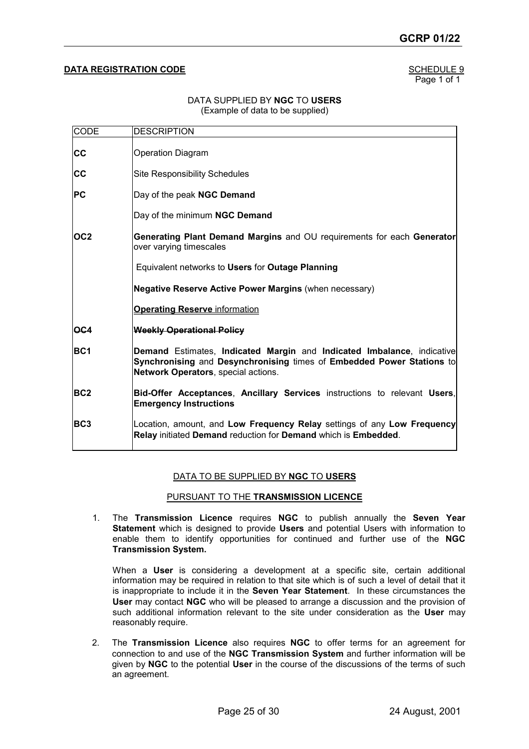**DATA REGISTRATION CODE**

SCHEDULE 9
Page 1 of 1

DATA SUPPLIED BY **NGC** TO **USERS**
(Example of data to be supplied)

| CODE | DESCRIPTION |
|---|---|
| **CC** | Operation Diagram |
| **CC** | Site Responsibility Schedules |
| **PC** | Day of the peak **NGC Demand** |
| | Day of the minimum **NGC Demand** |
| **OC2** | **Generating Plant Demand Margins** and OU requirements for each **Generator** over varying timescales |
| | Equivalent networks to **Users** for **Outage Planning** |
| | **Negative Reserve Active Power Margins** (when necessary) |
| | <u>**Operating Reserve** information</u> |
| ~~**OC4**~~ | ~~**Weekly Operational Policy**~~ |
| **BC1** | **Demand** Estimates, **Indicated Margin** and **Indicated Imbalance**, indicative **Synchronising** and **Desynchronising** times of **Embedded Power Stations** to **Network Operators**, special actions. |
| **BC2** | **Bid-Offer Acceptances**, **Ancillary Services** instructions to relevant **Users**, **Emergency Instructions** |
| **BC3** | Location, amount, and **Low Frequency Relay** settings of any **Low Frequency Relay** initiated **Demand** reduction for **Demand** which is **Embedded**. |

<u>DATA TO BE SUPPLIED BY **NGC** TO **USERS**</u>

<u>PURSUANT TO THE **TRANSMISSION LICENCE**</u>

1. The **Transmission Licence** requires **NGC** to publish annually the **Seven Year Statement** which is designed to provide **Users** and potential Users with information to enable them to identify opportunities for continued and further use of the **NGC Transmission System.**

   When a **User** is considering a development at a specific site, certain additional information may be required in relation to that site which is of such a level of detail that it is inappropriate to include it in the **Seven Year Statement**. In these circumstances the **User** may contact **NGC** who will be pleased to arrange a discussion and the provision of such additional information relevant to the site under consideration as the **User** may reasonably require.

2. The **Transmission Licence** also requires **NGC** to offer terms for an agreement for connection to and use of the **NGC Transmission System** and further information will be given by **NGC** to the potential **User** in the course of the discussions of the terms of such an agreement.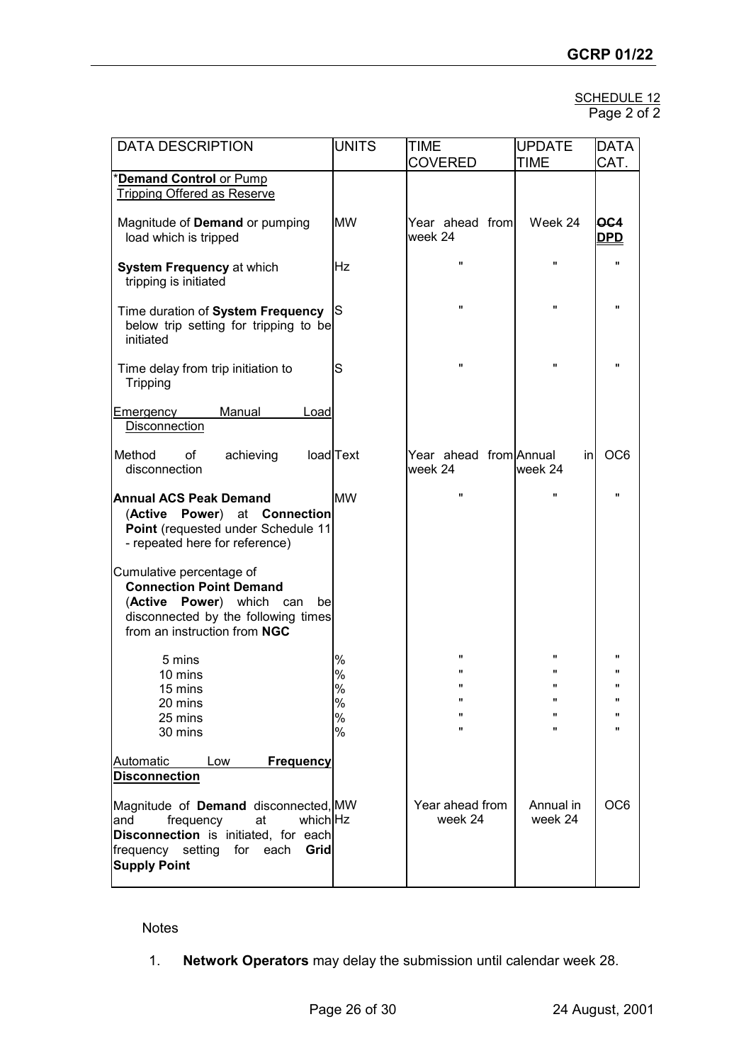SCHEDULE 12
Page 2 of 2

| DATA DESCRIPTION | UNITS | TIME COVERED | UPDATE TIME | DATA CAT. |
|---|---|---|---|---|
| ***Demand Control** or Pump Tripping Offered as Reserve* | | | | |
| Magnitude of **Demand** or pumping load which is tripped | MW | Year ahead from week 24 | Week 24 | ~~OC4~~ **DPD** |
| **System Frequency** at which tripping is initiated | Hz | " | " | " |
| Time duration of **System Frequency** below trip setting for tripping to be initiated | S | " | " | " |
| Time delay from trip initiation to Tripping | S | " | " | " |
| Emergency Manual Load Disconnection | | | | |
| Method of achieving load disconnection | Text | Year ahead from week 24 | Annual in week 24 | OC6 |
| **Annual ACS Peak Demand** (**Active Power**) at **Connection Point** (requested under Schedule 11 - repeated here for reference) | MW | " | " | " |
| Cumulative percentage of **Connection Point Demand** (**Active Power**) which can be disconnected by the following times from an instruction from **NGC** | | | | |
| 5 mins | % | " | " | " |
| 10 mins | % | " | " | " |
| 15 mins | % | " | " | " |
| 20 mins | % | " | " | " |
| 25 mins | % | " | " | " |
| 30 mins | % | " | " | " |
| Automatic Low **Frequency Disconnection** | | | | |
| Magnitude of **Demand** disconnected, and frequency at which **Disconnection** is initiated, for each frequency setting for each **Grid Supply Point** | MW Hz | Year ahead from week 24 | Annual in week 24 | OC6 |

Notes

1. **Network Operators** may delay the submission until calendar week 28.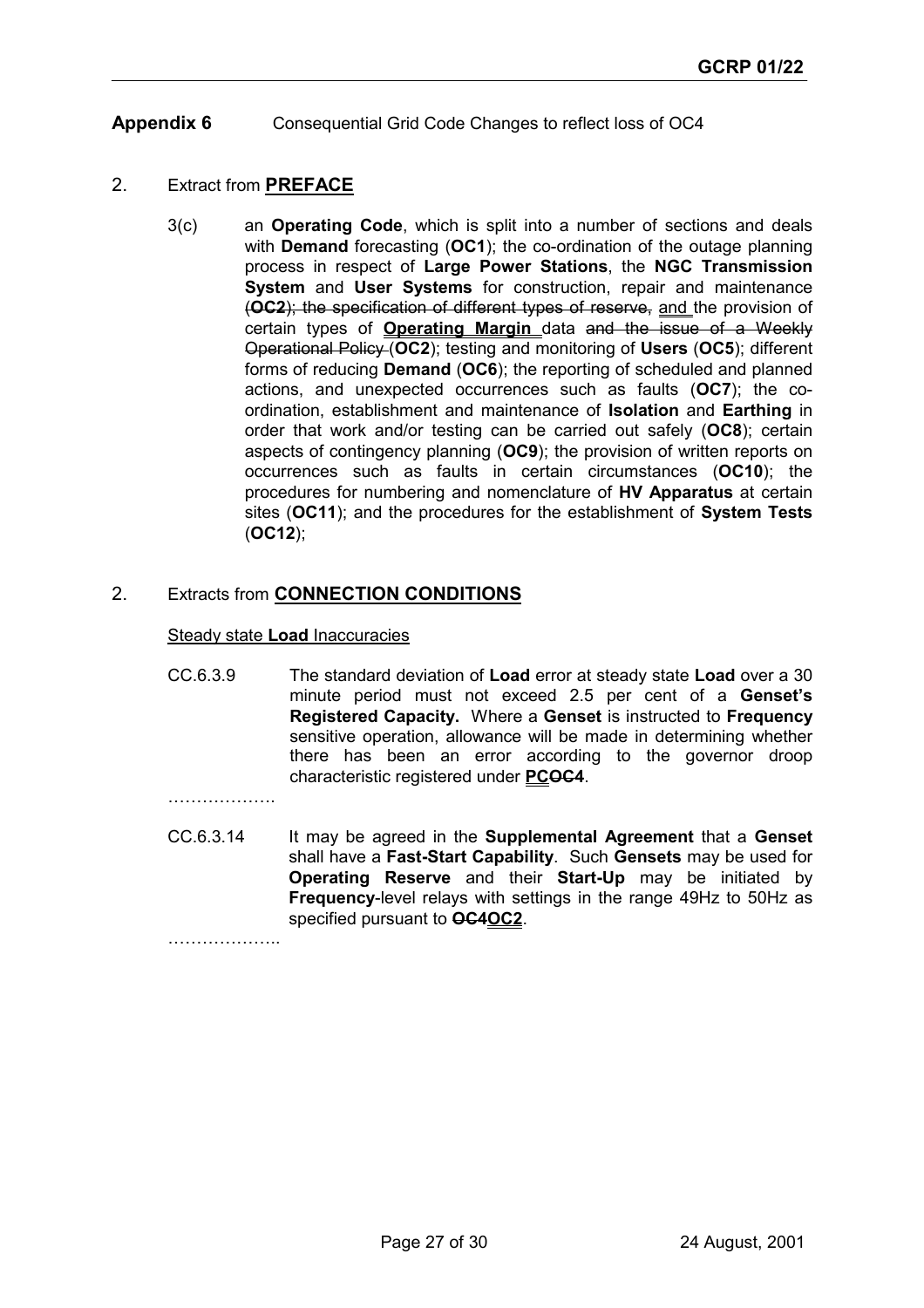**Appendix 6** Consequential Grid Code Changes to reflect loss of OC4

2. Extract from **PREFACE**

3(c) an **Operating Code**, which is split into a number of sections and deals with **Demand** forecasting (**OC1**); the co-ordination of the outage planning process in respect of **Large Power Stations**, the **NGC Transmission System** and **User Systems** for construction, repair and maintenance (**OC2**)~~; the specification of different types of reserve,~~ and the provision of certain types of **Operating Margin** data ~~and the issue of a Weekly Operational Policy~~ (**OC2**); testing and monitoring of **Users** (**OC5**); different forms of reducing **Demand** (**OC6**); the reporting of scheduled and planned actions, and unexpected occurrences such as faults (**OC7**); the co-ordination, establishment and maintenance of **Isolation** and **Earthing** in order that work and/or testing can be carried out safely (**OC8**); certain aspects of contingency planning (**OC9**); the provision of written reports on occurrences such as faults in certain circumstances (**OC10**); the procedures for numbering and nomenclature of **HV Apparatus** at certain sites (**OC11**); and the procedures for the establishment of **System Tests** (**OC12**);

2. Extracts from **CONNECTION CONDITIONS**

Steady state **Load** Inaccuracies

CC.6.3.9 The standard deviation of **Load** error at steady state **Load** over a 30 minute period must not exceed 2.5 per cent of a **Genset's Registered Capacity.** Where a **Genset** is instructed to **Frequency** sensitive operation, allowance will be made in determining whether there has been an error according to the governor droop characteristic registered under **PC**~~**OC4**~~.

……………….

CC.6.3.14 It may be agreed in the **Supplemental Agreement** that a **Genset** shall have a **Fast-Start Capability**. Such **Gensets** may be used for **Operating Reserve** and their **Start-Up** may be initiated by **Frequency**-level relays with settings in the range 49Hz to 50Hz as specified pursuant to ~~**OC4**~~**OC2**.

………………..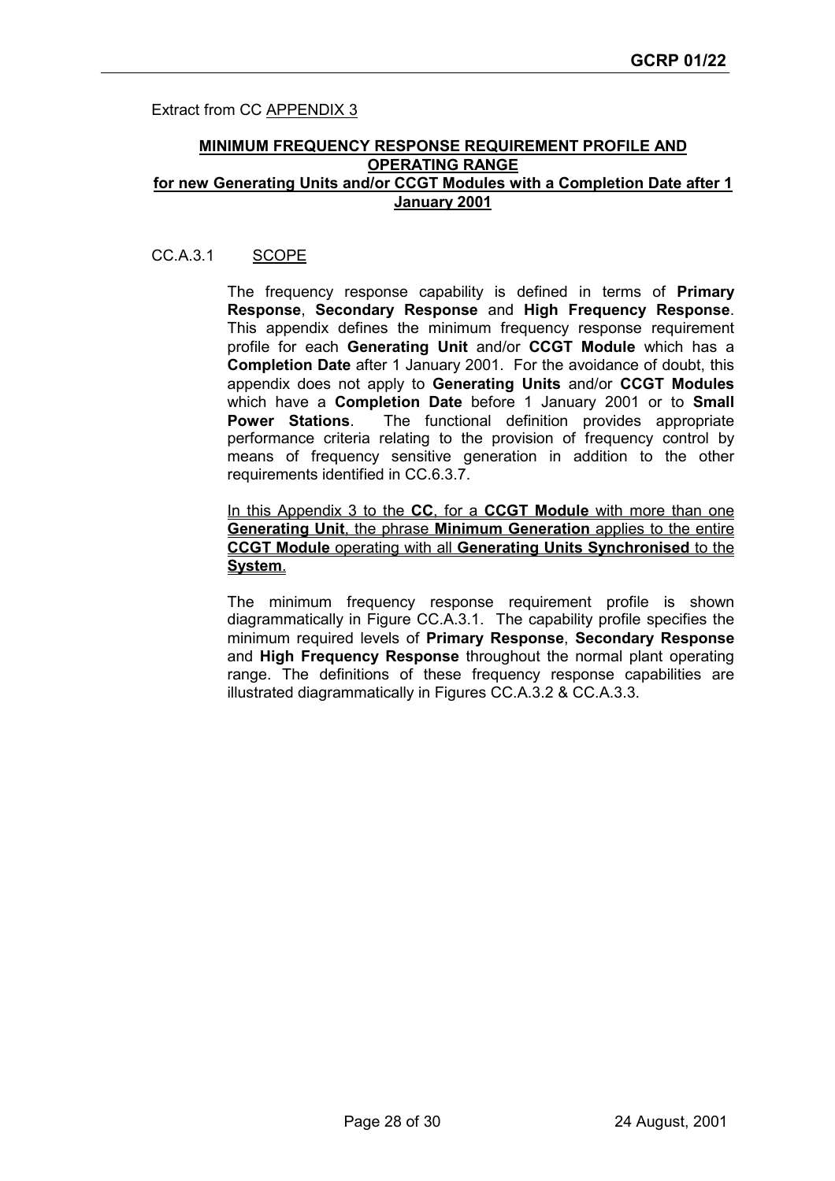Extract from CC APPENDIX 3

## MINIMUM FREQUENCY RESPONSE REQUIREMENT PROFILE AND OPERATING RANGE for new Generating Units and/or CCGT Modules with a Completion Date after 1 January 2001

CC.A.3.1 SCOPE

The frequency response capability is defined in terms of **Primary Response**, **Secondary Response** and **High Frequency Response**. This appendix defines the minimum frequency response requirement profile for each **Generating Unit** and/or **CCGT Module** which has a **Completion Date** after 1 January 2001. For the avoidance of doubt, this appendix does not apply to **Generating Units** and/or **CCGT Modules** which have a **Completion Date** before 1 January 2001 or to **Small Power Stations**. The functional definition provides appropriate performance criteria relating to the provision of frequency control by means of frequency sensitive generation in addition to the other requirements identified in CC.6.3.7.

In this Appendix 3 to the **CC**, for a **CCGT Module** with more than one **Generating Unit**, the phrase **Minimum Generation** applies to the entire **CCGT Module** operating with all **Generating Units Synchronised** to the **System**.

The minimum frequency response requirement profile is shown diagrammatically in Figure CC.A.3.1. The capability profile specifies the minimum required levels of **Primary Response**, **Secondary Response** and **High Frequency Response** throughout the normal plant operating range. The definitions of these frequency response capabilities are illustrated diagrammatically in Figures CC.A.3.2 & CC.A.3.3.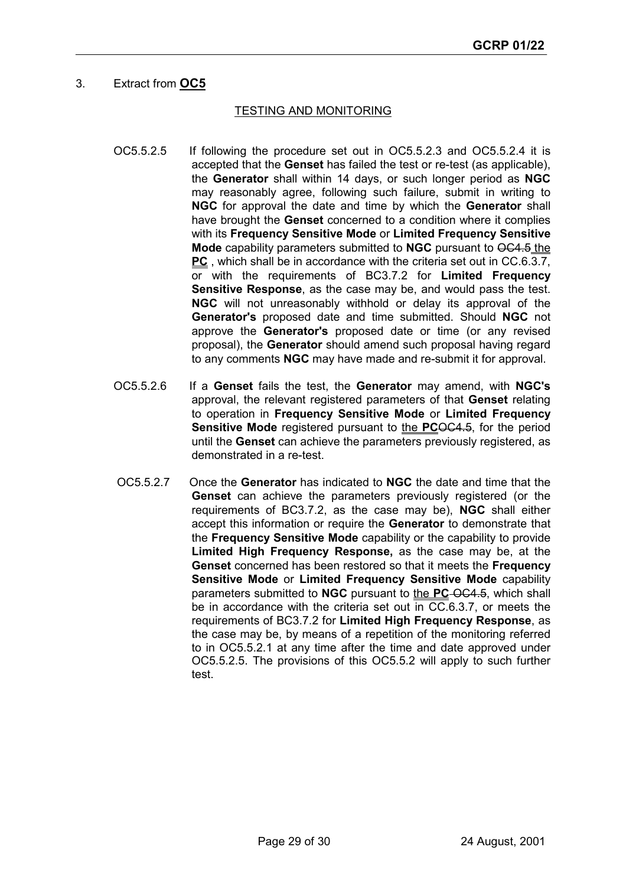3. Extract from **OC5**

TESTING AND MONITORING

OC5.5.2.5 If following the procedure set out in OC5.5.2.3 and OC5.5.2.4 it is accepted that the **Genset** has failed the test or re-test (as applicable), the **Generator** shall within 14 days, or such longer period as **NGC** may reasonably agree, following such failure, submit in writing to **NGC** for approval the date and time by which the **Generator** shall have brought the **Genset** concerned to a condition where it complies with its **Frequency Sensitive Mode** or **Limited Frequency Sensitive Mode** capability parameters submitted to **NGC** pursuant to ~~OC4.5~~ the **PC** , which shall be in accordance with the criteria set out in CC.6.3.7, or with the requirements of BC3.7.2 for **Limited Frequency Sensitive Response**, as the case may be, and would pass the test. **NGC** will not unreasonably withhold or delay its approval of the **Generator's** proposed date and time submitted. Should **NGC** not approve the **Generator's** proposed date or time (or any revised proposal), the **Generator** should amend such proposal having regard to any comments **NGC** may have made and re-submit it for approval.

OC5.5.2.6 If a **Genset** fails the test, the **Generator** may amend, with **NGC's** approval, the relevant registered parameters of that **Genset** relating to operation in **Frequency Sensitive Mode** or **Limited Frequency Sensitive Mode** registered pursuant to the **PC**~~OC4.5~~, for the period until the **Genset** can achieve the parameters previously registered, as demonstrated in a re-test.

OC5.5.2.7 Once the **Generator** has indicated to **NGC** the date and time that the **Genset** can achieve the parameters previously registered (or the requirements of BC3.7.2, as the case may be), **NGC** shall either accept this information or require the **Generator** to demonstrate that the **Frequency Sensitive Mode** capability or the capability to provide **Limited High Frequency Response,** as the case may be, at the **Genset** concerned has been restored so that it meets the **Frequency Sensitive Mode** or **Limited Frequency Sensitive Mode** capability parameters submitted to **NGC** pursuant to the **PC** ~~OC4.5~~, which shall be in accordance with the criteria set out in CC.6.3.7, or meets the requirements of BC3.7.2 for **Limited High Frequency Response**, as the case may be, by means of a repetition of the monitoring referred to in OC5.5.2.1 at any time after the time and date approved under OC5.5.2.5. The provisions of this OC5.5.2 will apply to such further test.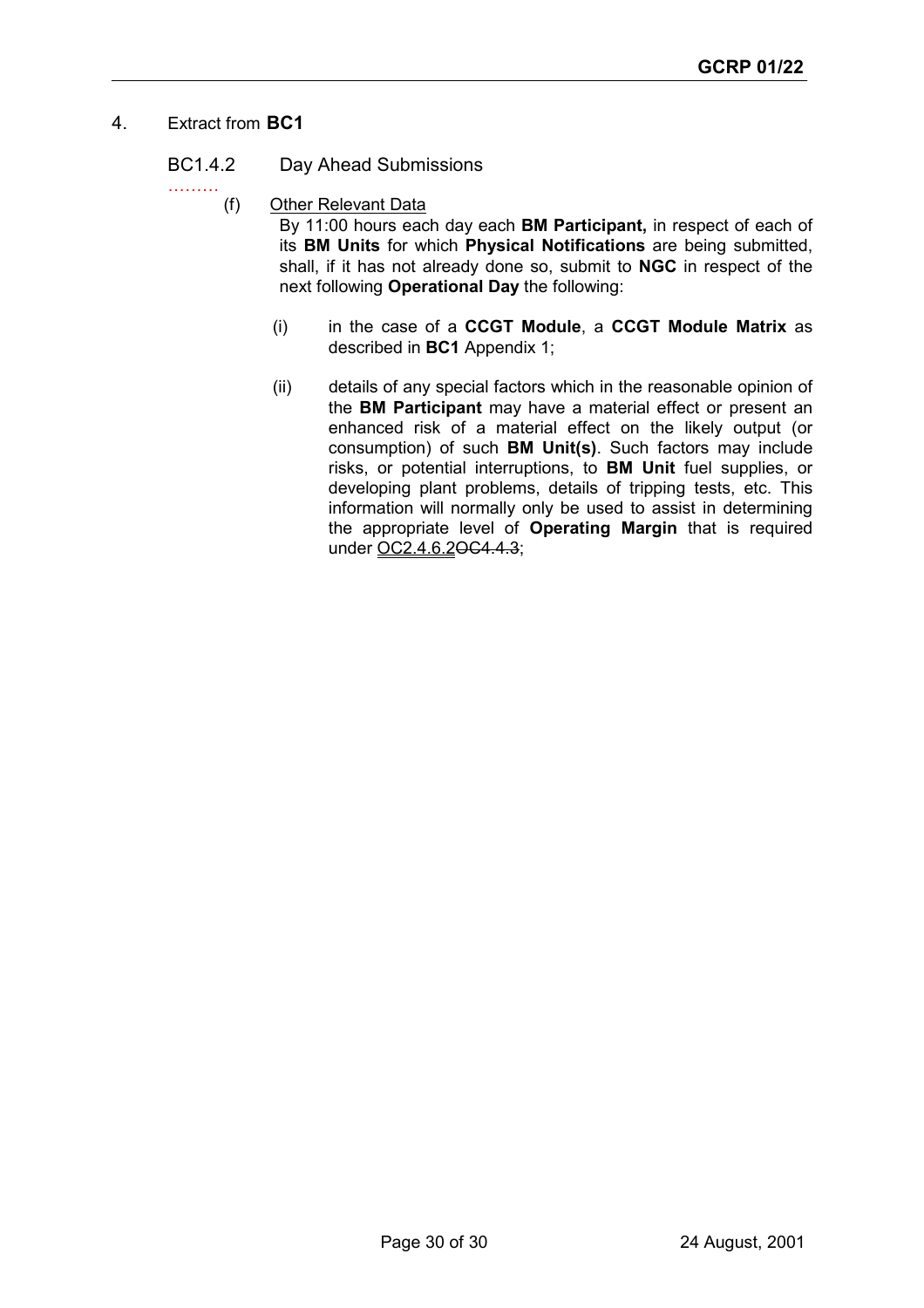4. Extract from **BC1**

BC1.4.2 Day Ahead Submissions

………

(f) Other Relevant Data

By 11:00 hours each day each **BM Participant,** in respect of each of its **BM Units** for which **Physical Notifications** are being submitted, shall, if it has not already done so, submit to **NGC** in respect of the next following **Operational Day** the following:

(i) in the case of a **CCGT Module**, a **CCGT Module Matrix** as described in **BC1** Appendix 1;

(ii) details of any special factors which in the reasonable opinion of the **BM Participant** may have a material effect or present an enhanced risk of a material effect on the likely output (or consumption) of such **BM Unit(s)**. Such factors may include risks, or potential interruptions, to **BM Unit** fuel supplies, or developing plant problems, details of tripping tests, etc. This information will normally only be used to assist in determining the appropriate level of **Operating Margin** that is required under OC2.4.6.2~~OC4.4.3~~;